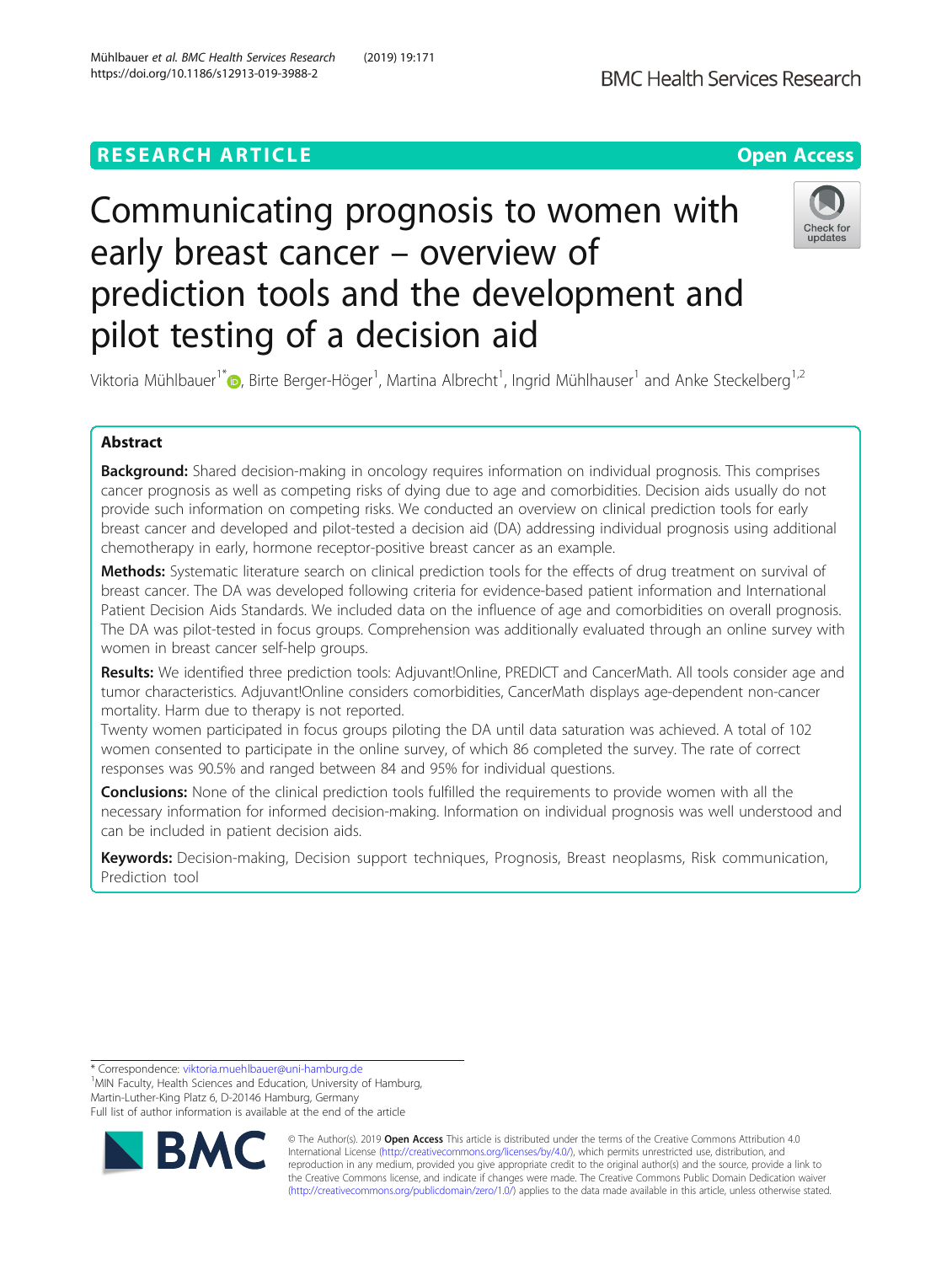RESEARCH ARTICLE

Open Access

# Communicating prognosis to women with early breast cancer – overview of prediction tools and the development and pilot testing of a decision aid

Viktoria Mühlbauer[1*], Birte Berger-Höger[1], Martina Albrecht[1], Ingrid Mühlhauser[1] and Anke Steckelberg[1,2]

## Abstract

**Background:** Shared decision-making in oncology requires information on individual prognosis. This comprises cancer prognosis as well as competing risks of dying due to age and comorbidities. Decision aids usually do not provide such information on competing risks. We conducted an overview on clinical prediction tools for early breast cancer and developed and pilot-tested a decision aid (DA) addressing individual prognosis using additional chemotherapy in early, hormone receptor-positive breast cancer as an example.

**Methods:** Systematic literature search on clinical prediction tools for the effects of drug treatment on survival of breast cancer. The DA was developed following criteria for evidence-based patient information and International Patient Decision Aids Standards. We included data on the influence of age and comorbidities on overall prognosis. The DA was pilot-tested in focus groups. Comprehension was additionally evaluated through an online survey with women in breast cancer self-help groups.

**Results:** We identified three prediction tools: Adjuvant!Online, PREDICT and CancerMath. All tools consider age and tumor characteristics. Adjuvant!Online considers comorbidities, CancerMath displays age-dependent non-cancer mortality. Harm due to therapy is not reported.

Twenty women participated in focus groups piloting the DA until data saturation was achieved. A total of 102 women consented to participate in the online survey, of which 86 completed the survey. The rate of correct responses was 90.5% and ranged between 84 and 95% for individual questions.

**Conclusions:** None of the clinical prediction tools fulfilled the requirements to provide women with all the necessary information for informed decision-making. Information on individual prognosis was well understood and can be included in patient decision aids.

**Keywords:** Decision-making, Decision support techniques, Prognosis, Breast neoplasms, Risk communication, Prediction tool

---

* Correspondence: viktoria.muehlbauer@uni-hamburg.de

[1]MIN Faculty, Health Sciences and Education, University of Hamburg, Martin-Luther-King Platz 6, D-20146 Hamburg, Germany

Full list of author information is available at the end of the article

© The Author(s). 2019 **Open Access** This article is distributed under the terms of the Creative Commons Attribution 4.0 International License (http://creativecommons.org/licenses/by/4.0/), which permits unrestricted use, distribution, and reproduction in any medium, provided you give appropriate credit to the original author(s) and the source, provide a link to the Creative Commons license, and indicate if changes were made. The Creative Commons Public Domain Dedication waiver (http://creativecommons.org/publicdomain/zero/1.0/) applies to the data made available in this article, unless otherwise stated.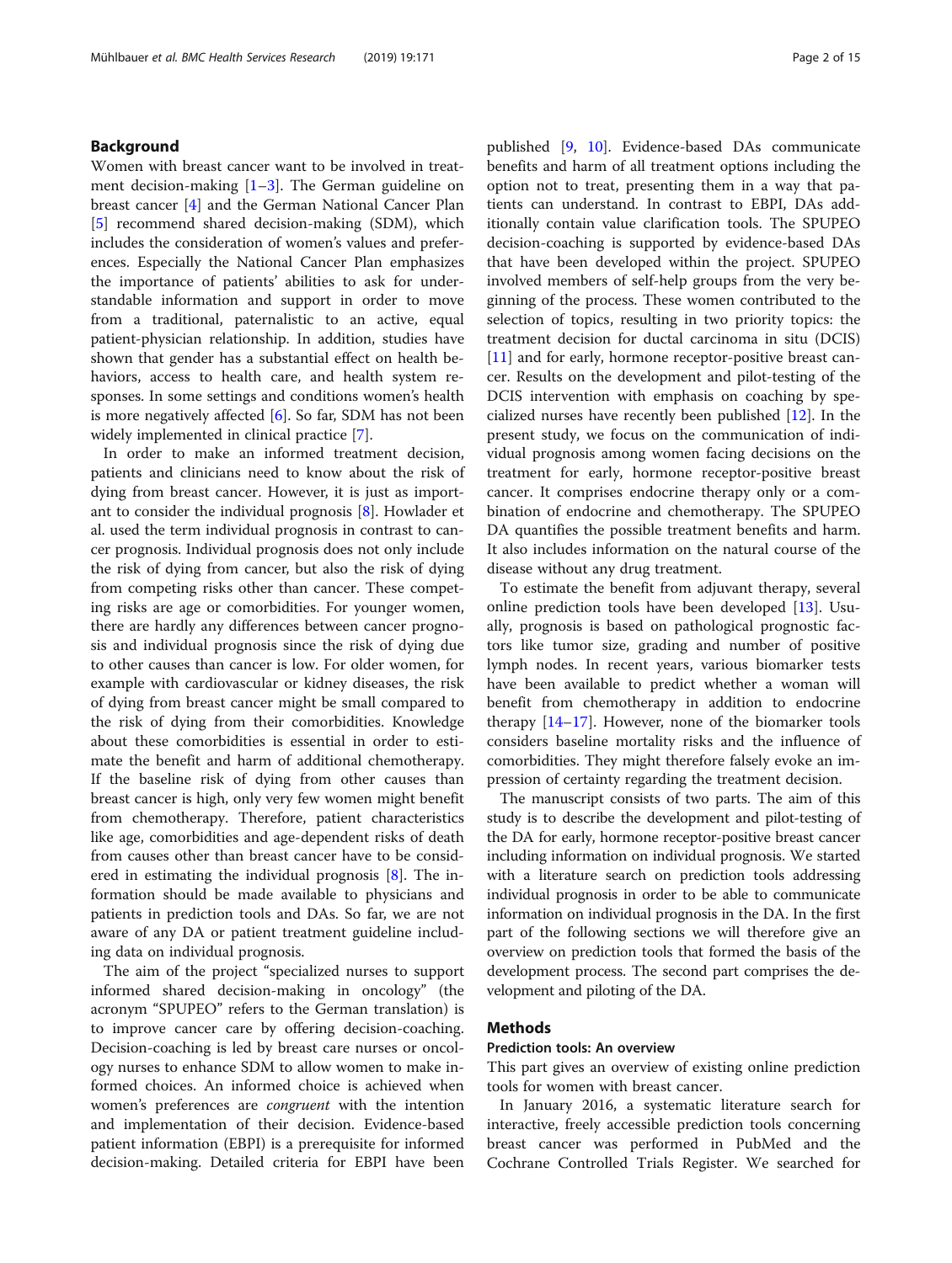## Background

Women with breast cancer want to be involved in treatment decision-making [1–3]. The German guideline on breast cancer [4] and the German National Cancer Plan [5] recommend shared decision-making (SDM), which includes the consideration of women's values and preferences. Especially the National Cancer Plan emphasizes the importance of patients' abilities to ask for understandable information and support in order to move from a traditional, paternalistic to an active, equal patient-physician relationship. In addition, studies have shown that gender has a substantial effect on health behaviors, access to health care, and health system responses. In some settings and conditions women's health is more negatively affected [6]. So far, SDM has not been widely implemented in clinical practice [7].

In order to make an informed treatment decision, patients and clinicians need to know about the risk of dying from breast cancer. However, it is just as important to consider the individual prognosis [8]. Howlader et al. used the term individual prognosis in contrast to cancer prognosis. Individual prognosis does not only include the risk of dying from cancer, but also the risk of dying from competing risks other than cancer. These competing risks are age or comorbidities. For younger women, there are hardly any differences between cancer prognosis and individual prognosis since the risk of dying due to other causes than cancer is low. For older women, for example with cardiovascular or kidney diseases, the risk of dying from breast cancer might be small compared to the risk of dying from their comorbidities. Knowledge about these comorbidities is essential in order to estimate the benefit and harm of additional chemotherapy. If the baseline risk of dying from other causes than breast cancer is high, only very few women might benefit from chemotherapy. Therefore, patient characteristics like age, comorbidities and age-dependent risks of death from causes other than breast cancer have to be considered in estimating the individual prognosis [8]. The information should be made available to physicians and patients in prediction tools and DAs. So far, we are not aware of any DA or patient treatment guideline including data on individual prognosis.

The aim of the project "specialized nurses to support informed shared decision-making in oncology" (the acronym "SPUPEO" refers to the German translation) is to improve cancer care by offering decision-coaching. Decision-coaching is led by breast care nurses or oncology nurses to enhance SDM to allow women to make informed choices. An informed choice is achieved when women's preferences are *congruent* with the intention and implementation of their decision. Evidence-based patient information (EBPI) is a prerequisite for informed decision-making. Detailed criteria for EBPI have been published [9, 10]. Evidence-based DAs communicate benefits and harm of all treatment options including the option not to treat, presenting them in a way that patients can understand. In contrast to EBPI, DAs additionally contain value clarification tools. The SPUPEO decision-coaching is supported by evidence-based DAs that have been developed within the project. SPUPEO involved members of self-help groups from the very beginning of the process. These women contributed to the selection of topics, resulting in two priority topics: the treatment decision for ductal carcinoma in situ (DCIS) [11] and for early, hormone receptor-positive breast cancer. Results on the development and pilot-testing of the DCIS intervention with emphasis on coaching by specialized nurses have recently been published [12]. In the present study, we focus on the communication of individual prognosis among women facing decisions on the treatment for early, hormone receptor-positive breast cancer. It comprises endocrine therapy only or a combination of endocrine and chemotherapy. The SPUPEO DA quantifies the possible treatment benefits and harm. It also includes information on the natural course of the disease without any drug treatment.

To estimate the benefit from adjuvant therapy, several online prediction tools have been developed [13]. Usually, prognosis is based on pathological prognostic factors like tumor size, grading and number of positive lymph nodes. In recent years, various biomarker tests have been available to predict whether a woman will benefit from chemotherapy in addition to endocrine therapy [14–17]. However, none of the biomarker tools considers baseline mortality risks and the influence of comorbidities. They might therefore falsely evoke an impression of certainty regarding the treatment decision.

The manuscript consists of two parts. The aim of this study is to describe the development and pilot-testing of the DA for early, hormone receptor-positive breast cancer including information on individual prognosis. We started with a literature search on prediction tools addressing individual prognosis in order to be able to communicate information on individual prognosis in the DA. In the first part of the following sections we will therefore give an overview on prediction tools that formed the basis of the development process. The second part comprises the development and piloting of the DA.

## Methods

### Prediction tools: An overview

This part gives an overview of existing online prediction tools for women with breast cancer.

In January 2016, a systematic literature search for interactive, freely accessible prediction tools concerning breast cancer was performed in PubMed and the Cochrane Controlled Trials Register. We searched for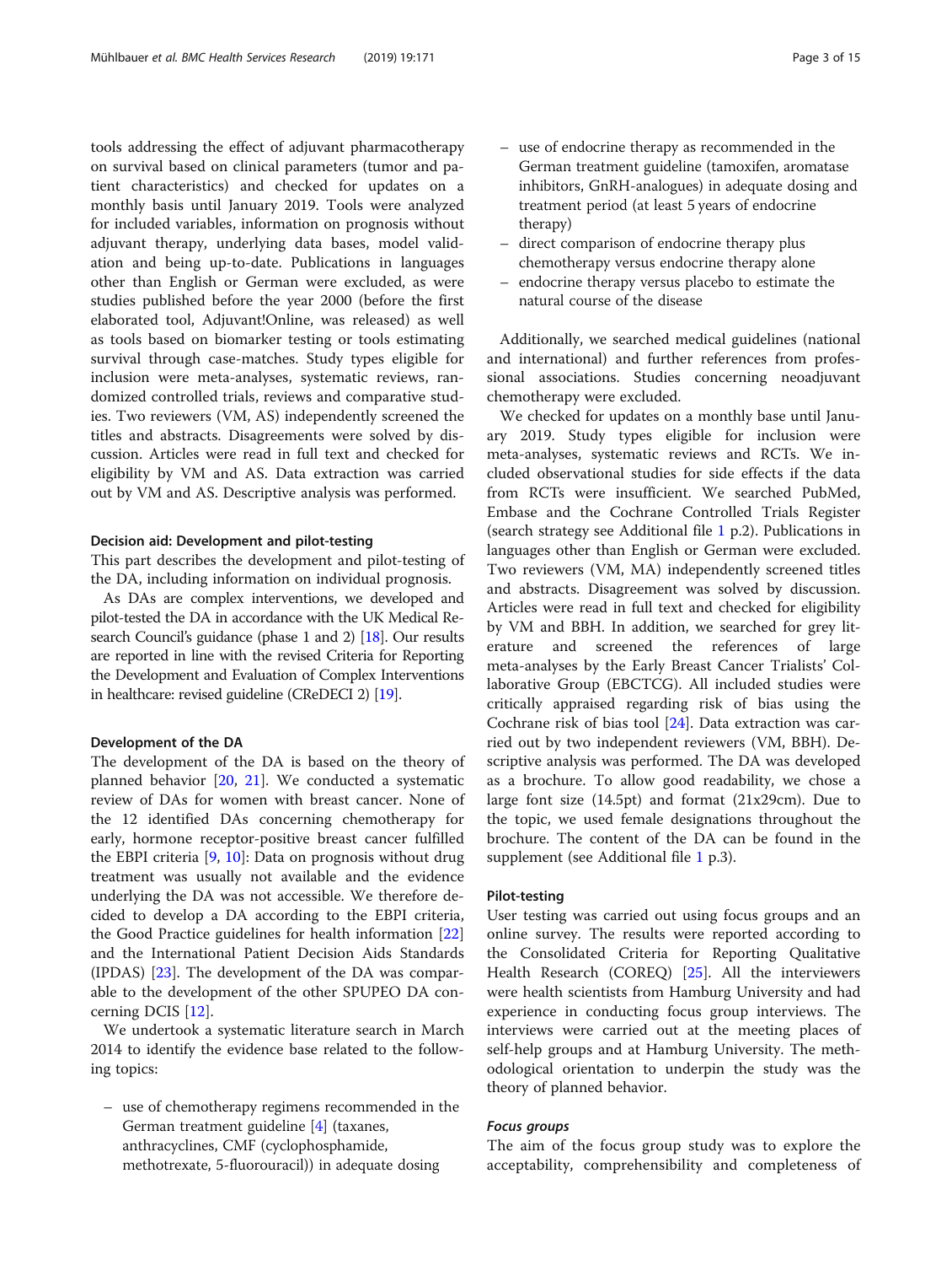tools addressing the effect of adjuvant pharmacotherapy on survival based on clinical parameters (tumor and patient characteristics) and checked for updates on a monthly basis until January 2019. Tools were analyzed for included variables, information on prognosis without adjuvant therapy, underlying data bases, model validation and being up-to-date. Publications in languages other than English or German were excluded, as were studies published before the year 2000 (before the first elaborated tool, Adjuvant!Online, was released) as well as tools based on biomarker testing or tools estimating survival through case-matches. Study types eligible for inclusion were meta-analyses, systematic reviews, randomized controlled trials, reviews and comparative studies. Two reviewers (VM, AS) independently screened the titles and abstracts. Disagreements were solved by discussion. Articles were read in full text and checked for eligibility by VM and AS. Data extraction was carried out by VM and AS. Descriptive analysis was performed.

#### Decision aid: Development and pilot-testing

This part describes the development and pilot-testing of the DA, including information on individual prognosis.

As DAs are complex interventions, we developed and pilot-tested the DA in accordance with the UK Medical Research Council's guidance (phase 1 and 2) [18]. Our results are reported in line with the revised Criteria for Reporting the Development and Evaluation of Complex Interventions in healthcare: revised guideline (CReDECI 2) [19].

#### Development of the DA

The development of the DA is based on the theory of planned behavior [20, 21]. We conducted a systematic review of DAs for women with breast cancer. None of the 12 identified DAs concerning chemotherapy for early, hormone receptor-positive breast cancer fulfilled the EBPI criteria [9, 10]: Data on prognosis without drug treatment was usually not available and the evidence underlying the DA was not accessible. We therefore decided to develop a DA according to the EBPI criteria, the Good Practice guidelines for health information [22] and the International Patient Decision Aids Standards (IPDAS) [23]. The development of the DA was comparable to the development of the other SPUPEO DA concerning DCIS [12].

We undertook a systematic literature search in March 2014 to identify the evidence base related to the following topics:

- use of chemotherapy regimens recommended in the German treatment guideline [4] (taxanes, anthracyclines, CMF (cyclophosphamide, methotrexate, 5-fluorouracil)) in adequate dosing
- use of endocrine therapy as recommended in the German treatment guideline (tamoxifen, aromatase inhibitors, GnRH-analogues) in adequate dosing and treatment period (at least 5 years of endocrine therapy)
- direct comparison of endocrine therapy plus chemotherapy versus endocrine therapy alone
- endocrine therapy versus placebo to estimate the natural course of the disease

Additionally, we searched medical guidelines (national and international) and further references from professional associations. Studies concerning neoadjuvant chemotherapy were excluded.

We checked for updates on a monthly base until January 2019. Study types eligible for inclusion were meta-analyses, systematic reviews and RCTs. We included observational studies for side effects if the data from RCTs were insufficient. We searched PubMed, Embase and the Cochrane Controlled Trials Register (search strategy see Additional file 1 p.2). Publications in languages other than English or German were excluded. Two reviewers (VM, MA) independently screened titles and abstracts. Disagreement was solved by discussion. Articles were read in full text and checked for eligibility by VM and BBH. In addition, we searched for grey literature and screened the references of large meta-analyses by the Early Breast Cancer Trialists' Collaborative Group (EBCTCG). All included studies were critically appraised regarding risk of bias using the Cochrane risk of bias tool [24]. Data extraction was carried out by two independent reviewers (VM, BBH). Descriptive analysis was performed. The DA was developed as a brochure. To allow good readability, we chose a large font size (14.5pt) and format (21x29cm). Due to the topic, we used female designations throughout the brochure. The content of the DA can be found in the supplement (see Additional file 1 p.3).

#### Pilot-testing

User testing was carried out using focus groups and an online survey. The results were reported according to the Consolidated Criteria for Reporting Qualitative Health Research (COREQ) [25]. All the interviewers were health scientists from Hamburg University and had experience in conducting focus group interviews. The interviews were carried out at the meeting places of self-help groups and at Hamburg University. The methodological orientation to underpin the study was the theory of planned behavior.

##### *Focus groups*

The aim of the focus group study was to explore the acceptability, comprehensibility and completeness of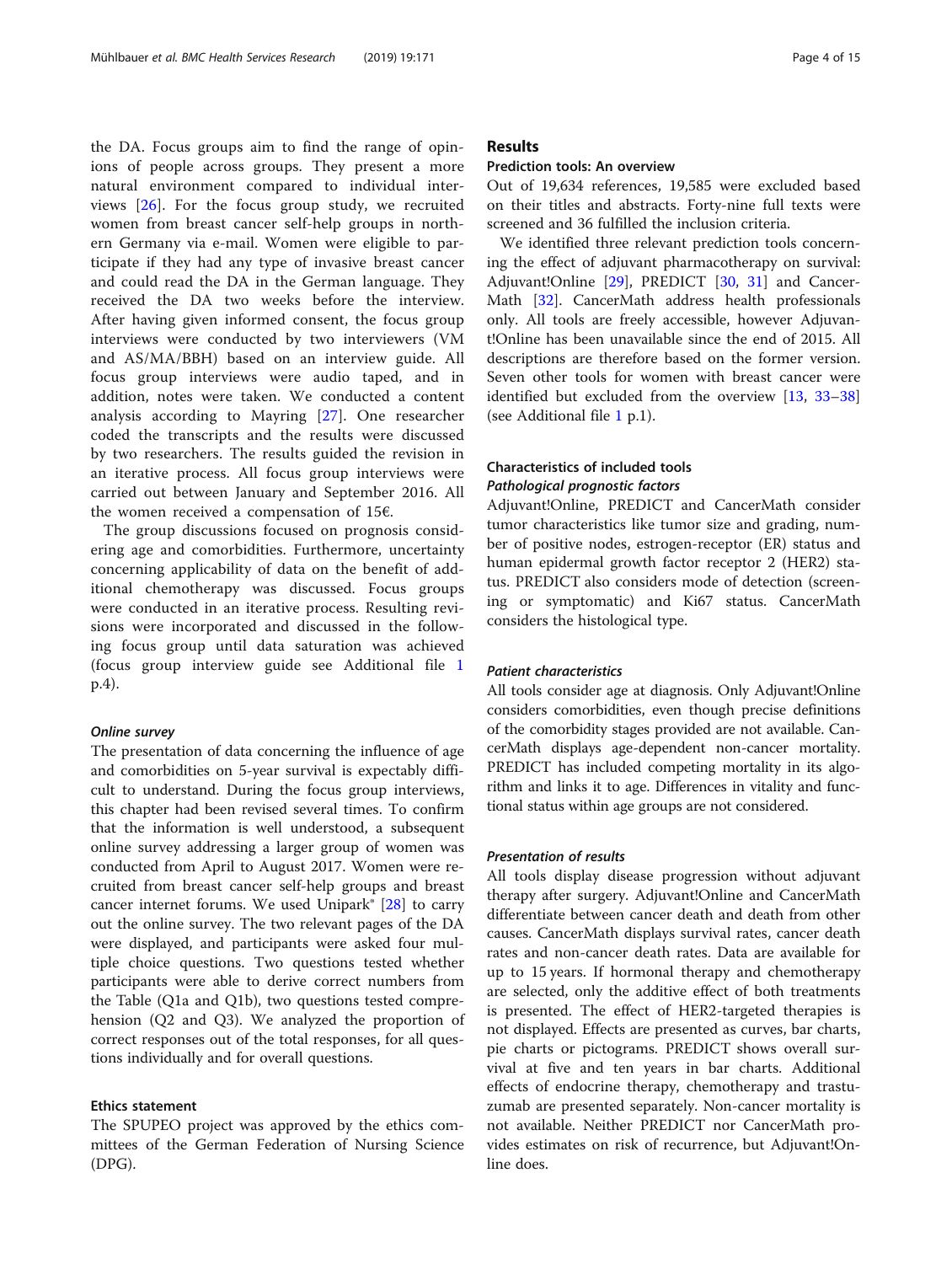the DA. Focus groups aim to find the range of opinions of people across groups. They present a more natural environment compared to individual interviews [26]. For the focus group study, we recruited women from breast cancer self-help groups in northern Germany via e-mail. Women were eligible to participate if they had any type of invasive breast cancer and could read the DA in the German language. They received the DA two weeks before the interview. After having given informed consent, the focus group interviews were conducted by two interviewers (VM and AS/MA/BBH) based on an interview guide. All focus group interviews were audio taped, and in addition, notes were taken. We conducted a content analysis according to Mayring [27]. One researcher coded the transcripts and the results were discussed by two researchers. The results guided the revision in an iterative process. All focus group interviews were carried out between January and September 2016. All the women received a compensation of 15€.

The group discussions focused on prognosis considering age and comorbidities. Furthermore, uncertainty concerning applicability of data on the benefit of additional chemotherapy was discussed. Focus groups were conducted in an iterative process. Resulting revisions were incorporated and discussed in the following focus group until data saturation was achieved (focus group interview guide see Additional file 1 p.4).

#### *Online survey*

The presentation of data concerning the influence of age and comorbidities on 5-year survival is expectably difficult to understand. During the focus group interviews, this chapter had been revised several times. To confirm that the information is well understood, a subsequent online survey addressing a larger group of women was conducted from April to August 2017. Women were recruited from breast cancer self-help groups and breast cancer internet forums. We used Unipark® [28] to carry out the online survey. The two relevant pages of the DA were displayed, and participants were asked four multiple choice questions. Two questions tested whether participants were able to derive correct numbers from the Table (Q1a and Q1b), two questions tested comprehension (Q2 and Q3). We analyzed the proportion of correct responses out of the total responses, for all questions individually and for overall questions.

### Ethics statement

The SPUPEO project was approved by the ethics committees of the German Federation of Nursing Science (DPG).

## Results

### Prediction tools: An overview

Out of 19,634 references, 19,585 were excluded based on their titles and abstracts. Forty-nine full texts were screened and 36 fulfilled the inclusion criteria.

We identified three relevant prediction tools concerning the effect of adjuvant pharmacotherapy on survival: Adjuvant!Online [29], PREDICT [30, 31] and CancerMath [32]. CancerMath address health professionals only. All tools are freely accessible, however Adjuvant!Online has been unavailable since the end of 2015. All descriptions are therefore based on the former version. Seven other tools for women with breast cancer were identified but excluded from the overview [13, 33–38] (see Additional file 1 p.1).

### Characteristics of included tools

#### *Pathological prognostic factors*

Adjuvant!Online, PREDICT and CancerMath consider tumor characteristics like tumor size and grading, number of positive nodes, estrogen-receptor (ER) status and human epidermal growth factor receptor 2 (HER2) status. PREDICT also considers mode of detection (screening or symptomatic) and Ki67 status. CancerMath considers the histological type.

#### *Patient characteristics*

All tools consider age at diagnosis. Only Adjuvant!Online considers comorbidities, even though precise definitions of the comorbidity stages provided are not available. CancerMath displays age-dependent non-cancer mortality. PREDICT has included competing mortality in its algorithm and links it to age. Differences in vitality and functional status within age groups are not considered.

#### *Presentation of results*

All tools display disease progression without adjuvant therapy after surgery. Adjuvant!Online and CancerMath differentiate between cancer death and death from other causes. CancerMath displays survival rates, cancer death rates and non-cancer death rates. Data are available for up to 15 years. If hormonal therapy and chemotherapy are selected, only the additive effect of both treatments is presented. The effect of HER2-targeted therapies is not displayed. Effects are presented as curves, bar charts, pie charts or pictograms. PREDICT shows overall survival at five and ten years in bar charts. Additional effects of endocrine therapy, chemotherapy and trastuzumab are presented separately. Non-cancer mortality is not available. Neither PREDICT nor CancerMath provides estimates on risk of recurrence, but Adjuvant!Online does.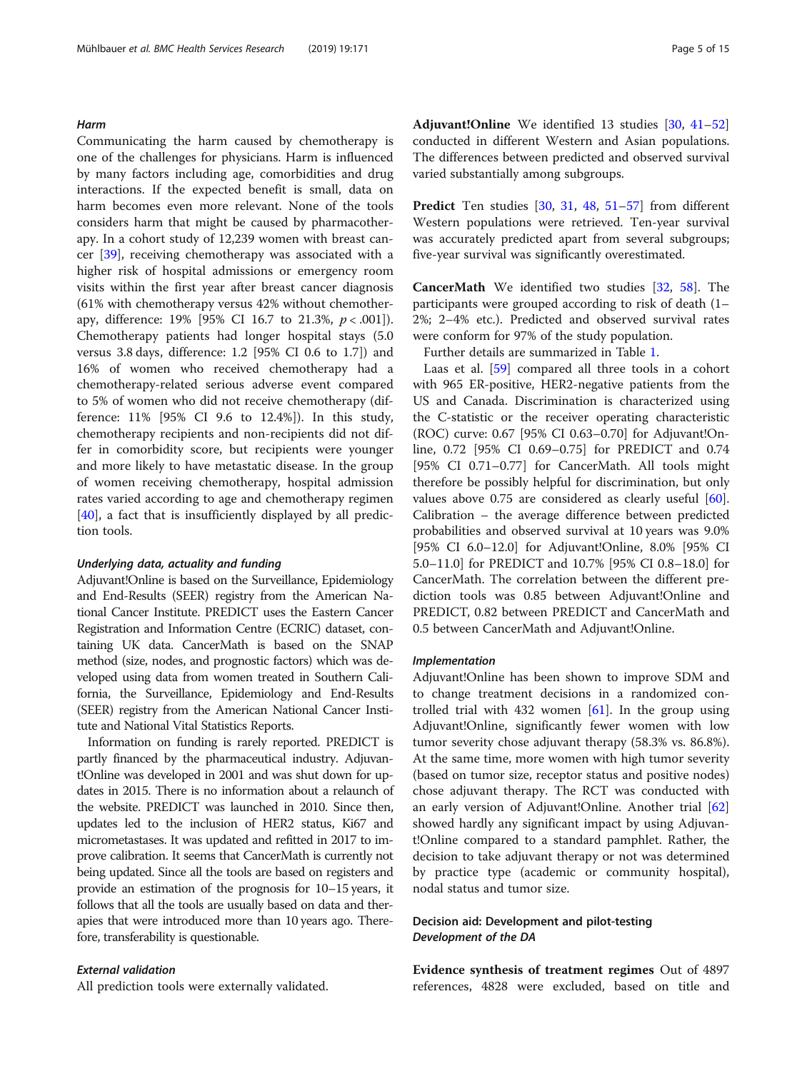#### *Harm*

Communicating the harm caused by chemotherapy is one of the challenges for physicians. Harm is influenced by many factors including age, comorbidities and drug interactions. If the expected benefit is small, data on harm becomes even more relevant. None of the tools considers harm that might be caused by pharmacotherapy. In a cohort study of 12,239 women with breast cancer [39], receiving chemotherapy was associated with a higher risk of hospital admissions or emergency room visits within the first year after breast cancer diagnosis (61% with chemotherapy versus 42% without chemotherapy, difference: 19% [95% CI 16.7 to 21.3%, $p < .001$]). Chemotherapy patients had longer hospital stays (5.0 versus 3.8 days, difference: 1.2 [95% CI 0.6 to 1.7]) and 16% of women who received chemotherapy had a chemotherapy-related serious adverse event compared to 5% of women who did not receive chemotherapy (difference: 11% [95% CI 9.6 to 12.4%]). In this study, chemotherapy recipients and non-recipients did not differ in comorbidity score, but recipients were younger and more likely to have metastatic disease. In the group of women receiving chemotherapy, hospital admission rates varied according to age and chemotherapy regimen [40], a fact that is insufficiently displayed by all prediction tools.

#### *Underlying data, actuality and funding*

Adjuvant!Online is based on the Surveillance, Epidemiology and End-Results (SEER) registry from the American National Cancer Institute. PREDICT uses the Eastern Cancer Registration and Information Centre (ECRIC) dataset, containing UK data. CancerMath is based on the SNAP method (size, nodes, and prognostic factors) which was developed using data from women treated in Southern California, the Surveillance, Epidemiology and End-Results (SEER) registry from the American National Cancer Institute and National Vital Statistics Reports.

Information on funding is rarely reported. PREDICT is partly financed by the pharmaceutical industry. Adjuvant!Online was developed in 2001 and was shut down for updates in 2015. There is no information about a relaunch of the website. PREDICT was launched in 2010. Since then, updates led to the inclusion of HER2 status, Ki67 and micrometastases. It was updated and refitted in 2017 to improve calibration. It seems that CancerMath is currently not being updated. Since all the tools are based on registers and provide an estimation of the prognosis for 10–15 years, it follows that all the tools are usually based on data and therapies that were introduced more than 10 years ago. Therefore, transferability is questionable.

#### *External validation*

All prediction tools were externally validated.

**Adjuvant!Online** We identified 13 studies [30, 41–52] conducted in different Western and Asian populations. The differences between predicted and observed survival varied substantially among subgroups.

**Predict** Ten studies [30, 31, 48, 51–57] from different Western populations were retrieved. Ten-year survival was accurately predicted apart from several subgroups; five-year survival was significantly overestimated.

**CancerMath** We identified two studies [32, 58]. The participants were grouped according to risk of death (1–2%; 2–4% etc.). Predicted and observed survival rates were conform for 97% of the study population.

Further details are summarized in Table 1.

Laas et al. [59] compared all three tools in a cohort with 965 ER-positive, HER2-negative patients from the US and Canada. Discrimination is characterized using the C-statistic or the receiver operating characteristic (ROC) curve: 0.67 [95% CI 0.63–0.70] for Adjuvant!Online, 0.72 [95% CI 0.69–0.75] for PREDICT and 0.74 [95% CI 0.71–0.77] for CancerMath. All tools might therefore be possibly helpful for discrimination, but only values above 0.75 are considered as clearly useful [60]. Calibration – the average difference between predicted probabilities and observed survival at 10 years was 9.0% [95% CI 6.0–12.0] for Adjuvant!Online, 8.0% [95% CI 5.0–11.0] for PREDICT and 10.7% [95% CI 0.8–18.0] for CancerMath. The correlation between the different prediction tools was 0.85 between Adjuvant!Online and PREDICT, 0.82 between PREDICT and CancerMath and 0.5 between CancerMath and Adjuvant!Online.

#### *Implementation*

Adjuvant!Online has been shown to improve SDM and to change treatment decisions in a randomized controlled trial with 432 women [61]. In the group using Adjuvant!Online, significantly fewer women with low tumor severity chose adjuvant therapy (58.3% vs. 86.8%). At the same time, more women with high tumor severity (based on tumor size, receptor status and positive nodes) chose adjuvant therapy. The RCT was conducted with an early version of Adjuvant!Online. Another trial [62] showed hardly any significant impact by using Adjuvant!Online compared to a standard pamphlet. Rather, the decision to take adjuvant therapy or not was determined by practice type (academic or community hospital), nodal status and tumor size.

### Decision aid: Development and pilot-testing

#### *Development of the DA*

**Evidence synthesis of treatment regimes** Out of 4897 references, 4828 were excluded, based on title and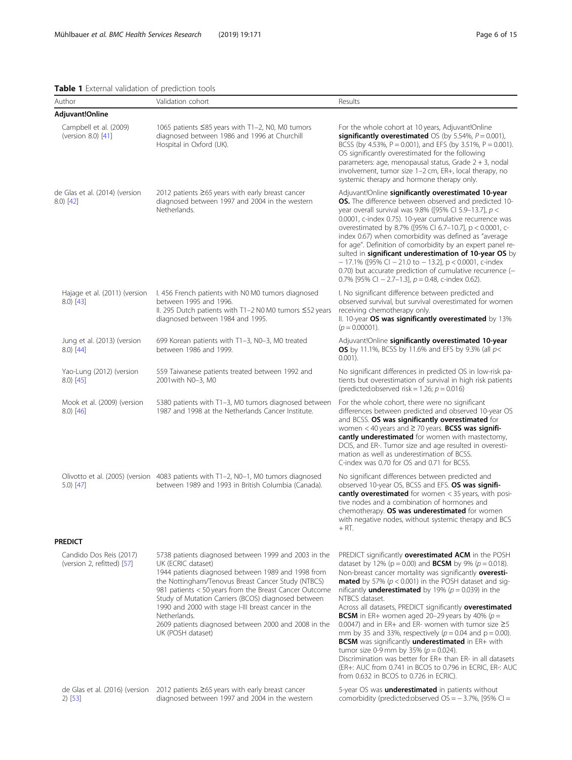**Table 1** External validation of prediction tools

| Author | Validation cohort | Results |
|---|---|---|
| **Adjuvant!Online** | | |
| Campbell et al. (2009) (version 8.0) [41] | 1065 patients ≤85 years with T1–2, N0, M0 tumors diagnosed between 1986 and 1996 at Churchill Hospital in Oxford (UK). | For the whole cohort at 10 years, Adjuvant!Online **significantly overestimated** OS (by 5.54%, $P = 0.001$), BCSS (by 4.53%, $P = 0.001$), and EFS (by 3.51%, $P = 0.001$). OS significantly overestimated for the following parameters: age, menopausal status, Grade 2 + 3, nodal involvement, tumor size 1–2 cm, ER+, local therapy, no systemic therapy and hormone therapy only. |
| de Glas et al. (2014) (version 8.0) [42] | 2012 patients ≥65 years with early breast cancer diagnosed between 1997 and 2004 in the western Netherlands. | Adjuvant!Online **significantly overestimated 10-year OS.** The difference between observed and predicted 10-year overall survival was 9.8% ([95% CI 5.9–13.7], $p < 0.0001$, c-index 0.75). 10-year cumulative recurrence was overestimated by 8.7% ([95% CI 6.7–10.7], $p < 0.0001$, c-index 0.67) when comorbidity was defined as "average for age". Definition of comorbidity by an expert panel resulted in **significant underestimation of 10-year OS** by − 17.1% ([95% CI − 21.0 to − 13.2], $p < 0.0001$, c-index 0.70) but accurate prediction of cumulative recurrence (− 0.7% [95% CI − 2.7–1.3], $p = 0.48$, c-index 0.62). |
| Hajage et al. (2011) (version 8.0) [43] | I. 456 French patients with N0 M0 tumors diagnosed between 1995 and 1996.<br>II. 295 Dutch patients with T1–2 N0 M0 tumors ≤52 years diagnosed between 1984 and 1995. | I. No significant difference between predicted and observed survival, but survival overestimated for women receiving chemotherapy only.<br>II. 10-year **OS was significantly overestimated** by 13% ($p = 0.00001$). |
| Jung et al. (2013) (version 8.0) [44] | 699 Korean patients with T1–3, N0–3, M0 treated between 1986 and 1999. | Adjuvant!Online **significantly overestimated 10-year OS** by 11.1%, BCSS by 11.6% and EFS by 9.3% (all $p < 0.001$). |
| Yao-Lung (2012) (version 8.0) [45] | 559 Taiwanese patients treated between 1992 and 2001with N0–3, M0 | No significant differences in predicted OS in low-risk patients but overestimation of survival in high risk patients (predicted:observed risk = 1.26; $p = 0.016$) |
| Mook et al. (2009) (version 8.0) [46] | 5380 patients with T1–3, M0 tumors diagnosed between 1987 and 1998 at the Netherlands Cancer Institute. | For the whole cohort, there were no significant differences between predicted and observed 10-year OS and BCSS. **OS was significantly overestimated** for women < 40 years and ≥ 70 years. **BCSS was significantly underestimated** for women with mastectomy, DCIS, and ER-. Tumor size and age resulted in overestimation as well as underestimation of BCSS. C-index was 0.70 for OS and 0.71 for BCSS. |
| Olivotto et al. (2005) (version 5.0) [47] | 4083 patients with T1–2, N0–1, M0 tumors diagnosed between 1989 and 1993 in British Columbia (Canada). | No significant differences between predicted and observed 10-year OS, BCSS and EFS. **OS was significantly overestimated** for women < 35 years, with positive nodes and a combination of hormones and chemotherapy. **OS was underestimated** for women with negative nodes, without systemic therapy and BCS + RT. |
| **PREDICT** | | |
| Candido Dos Reis (2017) (version 2, refitted) [57] | 5738 patients diagnosed between 1999 and 2003 in the UK (ECRIC dataset)<br>1944 patients diagnosed between 1989 and 1998 from the Nottingham/Tenovus Breast Cancer Study (NTBCS)<br>981 patients < 50 years from the Breast Cancer Outcome Study of Mutation Carriers (BCOS) diagnosed between 1990 and 2000 with stage I-III breast cancer in the Netherlands.<br>2609 patients diagnosed between 2000 and 2008 in the UK (POSH dataset) | PREDICT significantly **overestimated ACM** in the POSH dataset by 12% ($p = 0.00$) and **BCSM** by 9% ($p = 0.018$). Non-breast cancer mortality was significantly **overestimated** by 57% ($p < 0.001$) in the POSH dataset and significantly **underestimated** by 19% ($p = 0.039$) in the NTBCS dataset.<br>Across all datasets, PREDICT significantly **overestimated BCSM** in ER+ women aged 20–29 years by 40% ($p = 0.0047$) and in ER+ and ER- women with tumor size ≥5 mm by 35 and 33%, respectively ($p = 0.04$ and $p = 0.00$). **BCSM** was significantly **underestimated** in ER+ with tumor size 0-9 mm by 35% ($p = 0.024$).<br>Discrimination was better for ER+ than ER- in all datasets (ER+: AUC from 0.741 in BCOS to 0.796 in ECRIC, ER-: AUC from 0.632 in BCOS to 0.726 in ECRIC). |
| de Glas et al. (2016) (version 2) [53] | 2012 patients ≥65 years with early breast cancer diagnosed between 1997 and 2004 in the western | 5-year OS was **underestimated** in patients without comorbidity (predicted:observed OS = − 3.7%, [95% CI = |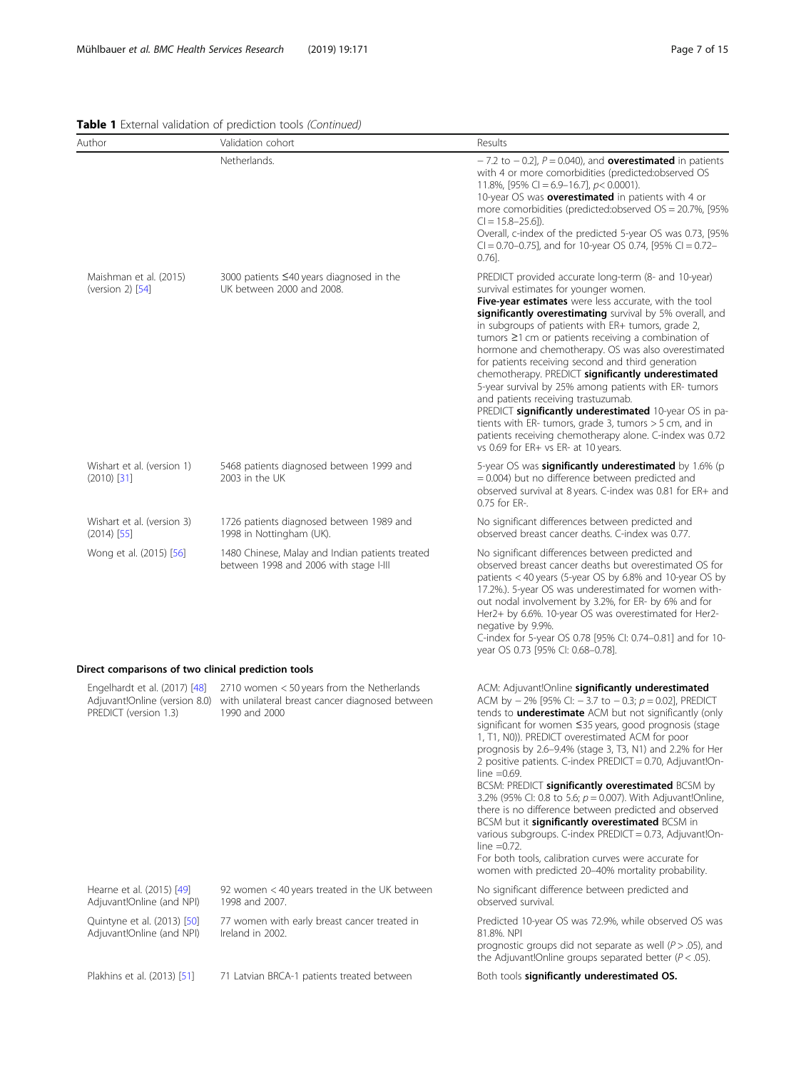**Table 1** External validation of prediction tools *(Continued)*

| Author | Validation cohort | Results |
|---|---|---|
| | Netherlands. | − 7.2 to − 0.2], $P = 0.040$), and **overestimated** in patients with 4 or more comorbidities (predicted:observed OS 11.8%, [95% CI = 6.9–16.7], $p < 0.0001$). 10-year OS was **overestimated** in patients with 4 or more comorbidities (predicted:observed OS = 20.7%, [95% CI = 15.8–25.6]). Overall, c-index of the predicted 5-year OS was 0.73, [95% CI = 0.70–0.75], and for 10-year OS 0.74, [95% CI = 0.72–0.76]. |
| Maishman et al. (2015) (version 2) [54] | 3000 patients ≤40 years diagnosed in the UK between 2000 and 2008. | PREDICT provided accurate long-term (8- and 10-year) survival estimates for younger women. **Five-year estimates** were less accurate, with the tool **significantly overestimating** survival by 5% overall, and in subgroups of patients with ER+ tumors, grade 2, tumors ≥1 cm or patients receiving a combination of hormone and chemotherapy. OS was also overestimated for patients receiving second and third generation chemotherapy. PREDICT **significantly underestimated** 5-year survival by 25% among patients with ER- tumors and patients receiving trastuzumab. PREDICT **significantly underestimated** 10-year OS in patients with ER- tumors, grade 3, tumors > 5 cm, and in patients receiving chemotherapy alone. C-index was 0.72 vs 0.69 for ER+ vs ER- at 10 years. |
| Wishart et al. (version 1) (2010) [31] | 5468 patients diagnosed between 1999 and 2003 in the UK | 5-year OS was **significantly underestimated** by 1.6% (p = 0.004) but no difference between predicted and observed survival at 8 years. C-index was 0.81 for ER+ and 0.75 for ER-. |
| Wishart et al. (version 3) (2014) [55] | 1726 patients diagnosed between 1989 and 1998 in Nottingham (UK). | No significant differences between predicted and observed breast cancer deaths. C-index was 0.77. |
| Wong et al. (2015) [56] | 1480 Chinese, Malay and Indian patients treated between 1998 and 2006 with stage I-III | No significant differences between predicted and observed breast cancer deaths but overestimated OS for patients < 40 years (5-year OS by 6.8% and 10-year OS by 17.2%.). 5-year OS was underestimated for women without nodal involvement by 3.2%, for ER- by 6% and for Her2+ by 6.6%. 10-year OS was overestimated for Her2-negative by 9.9%. C-index for 5-year OS 0.78 [95% CI: 0.74–0.81] and for 10-year OS 0.73 [95% CI: 0.68–0.78]. |
| **Direct comparisons of two clinical prediction tools** | | |
| Engelhardt et al. (2017) [48] Adjuvant!Online (version 8.0) PREDICT (version 1.3) | 2710 women < 50 years from the Netherlands with unilateral breast cancer diagnosed between 1990 and 2000 | ACM: Adjuvant!Online **significantly underestimated** ACM by − 2% [95% CI: − 3.7 to − 0.3; $p = 0.02$], PREDICT tends to **underestimate** ACM but not significantly (only significant for women ≤35 years, good prognosis (stage 1, T1, N0)). PREDICT overestimated ACM for poor prognosis by 2.6–9.4% (stage 3, T3, N1) and 2.2% for Her 2 positive patients. C-index PREDICT = 0.70, Adjuvant!Online =0.69. BCSM: PREDICT **significantly overestimated** BCSM by 3.2% (95% CI: 0.8 to 5.6; $p = 0.007$). With Adjuvant!Online, there is no difference between predicted and observed BCSM but it **significantly overestimated** BCSM in various subgroups. C-index PREDICT = 0.73, Adjuvant!Online =0.72. For both tools, calibration curves were accurate for women with predicted 20–40% mortality probability. |
| Hearne et al. (2015) [49] Adjuvant!Online (and NPI) | 92 women < 40 years treated in the UK between 1998 and 2007. | No significant difference between predicted and observed survival. |
| Quintyne et al. (2013) [50] Adjuvant!Online (and NPI) | 77 women with early breast cancer treated in Ireland in 2002. | Predicted 10-year OS was 72.9%, while observed OS was 81.8%. NPI prognostic groups did not separate as well ($P > .05$), and the Adjuvant!Online groups separated better ($P < .05$). |
| Plakhins et al. (2013) [51] | 71 Latvian BRCA-1 patients treated between | Both tools **significantly underestimated OS.** |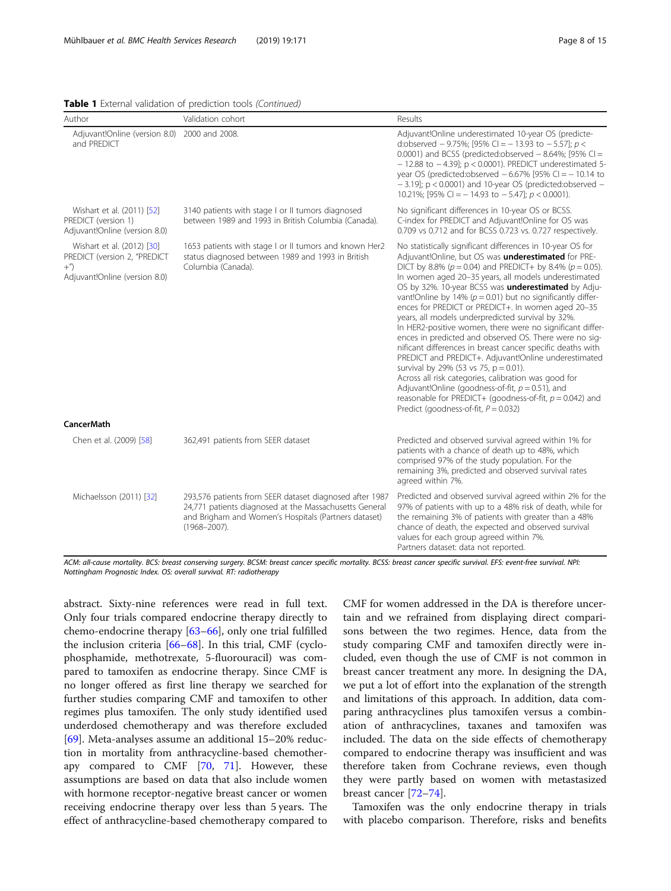**Table 1** External validation of prediction tools *(Continued)*

| Author | Validation cohort | Results |
|---|---|---|
| Adjuvant!Online (version 8.0) and PREDICT | 2000 and 2008. | Adjuvant!Online underestimated 10-year OS (predicted:observed − 9.75%; [95% CI = − 13.93 to − 5.57]; $p < 0.0001$) and BCSS (predicted:observed − 8.64%; [95% CI = − 12.88 to − 4.39]; $p < 0.0001$). PREDICT underestimated 5-year OS (predicted:observed − 6.67% [95% CI = − 10.14 to − 3.19]; $p < 0.0001$) and 10-year OS (predicted:observed − 10.21%; [95% CI = − 14.93 to − 5.47]; $p < 0.0001$). |
| Wishart et al. (2011) [52] PREDICT (version 1) Adjuvant!Online (version 8.0) | 3140 patients with stage I or II tumors diagnosed between 1989 and 1993 in British Columbia (Canada). | No significant differences in 10-year OS or BCSS. C-index for PREDICT and Adjuvant!Online for OS was 0.709 vs 0.712 and for BCSS 0.723 vs. 0.727 respectively. |
| Wishart et al. (2012) [30] PREDICT (version 2, "PREDICT +") Adjuvant!Online (version 8.0) | 1653 patients with stage I or II tumors and known Her2 status diagnosed between 1989 and 1993 in British Columbia (Canada). | No statistically significant differences in 10-year OS for Adjuvant!Online, but OS was **underestimated** for PREDICT by 8.8% ($p = 0.04$) and PREDICT+ by 8.4% ($p = 0.05$). In women aged 20–35 years, all models underestimated OS by 32%. 10-year BCSS was **underestimated** by Adjuvant!Online by 14% ($p = 0.01$) but no significantly differences for PREDICT or PREDICT+. In women aged 20–35 years, all models underpredicted survival by 32%. In HER2-positive women, there were no significant differences in predicted and observed OS. There were no significant differences in breast cancer specific deaths with PREDICT and PREDICT+. Adjuvant!Online underestimated survival by 29% (53 vs 75, $p = 0.01$). Across all risk categories, calibration was good for Adjuvant!Online (goodness-of-fit, $p = 0.51$), and reasonable for PREDICT+ (goodness-of-fit, $p = 0.042$) and Predict (goodness-of-fit, $P = 0.032$) |
| **CancerMath** | | |
| Chen et al. (2009) [58] | 362,491 patients from SEER dataset | Predicted and observed survival agreed within 1% for patients with a chance of death up to 48%, which comprised 97% of the study population. For the remaining 3%, predicted and observed survival rates agreed within 7%. |
| Michaelsson (2011) [32] | 293,576 patients from SEER dataset diagnosed after 1987 24,771 patients diagnosed at the Massachusetts General and Brigham and Women's Hospitals (Partners dataset) (1968–2007). | Predicted and observed survival agreed within 2% for the 97% of patients with up to a 48% risk of death, while for the remaining 3% of patients with greater than a 48% chance of death, the expected and observed survival values for each group agreed within 7%. Partners dataset: data not reported. |

*ACM: all-cause mortality. BCS: breast conserving surgery. BCSM: breast cancer specific mortality. BCSS: breast cancer specific survival. EFS: event-free survival. NPI: Nottingham Prognostic Index. OS: overall survival. RT: radiotherapy*

abstract. Sixty-nine references were read in full text. Only four trials compared endocrine therapy directly to chemo-endocrine therapy [63–66], only one trial fulfilled the inclusion criteria [66–68]. In this trial, CMF (cyclophosphamide, methotrexate, 5-fluorouracil) was compared to tamoxifen as endocrine therapy. Since CMF is no longer offered as first line therapy we searched for further studies comparing CMF and tamoxifen to other regimes plus tamoxifen. The only study identified used underdosed chemotherapy and was therefore excluded [69]. Meta-analyses assume an additional 15–20% reduction in mortality from anthracycline-based chemotherapy compared to CMF [70, 71]. However, these assumptions are based on data that also include women with hormone receptor-negative breast cancer or women receiving endocrine therapy over less than 5 years. The effect of anthracycline-based chemotherapy compared to CMF for women addressed in the DA is therefore uncertain and we refrained from displaying direct comparisons between the two regimes. Hence, data from the study comparing CMF and tamoxifen directly were included, even though the use of CMF is not common in breast cancer treatment any more. In designing the DA, we put a lot of effort into the explanation of the strength and limitations of this approach. In addition, data comparing anthracyclines plus tamoxifen versus a combination of anthracyclines, taxanes and tamoxifen was included. The data on the side effects of chemotherapy compared to endocrine therapy was insufficient and was therefore taken from Cochrane reviews, even though they were partly based on women with metastasized breast cancer [72–74].

Tamoxifen was the only endocrine therapy in trials with placebo comparison. Therefore, risks and benefits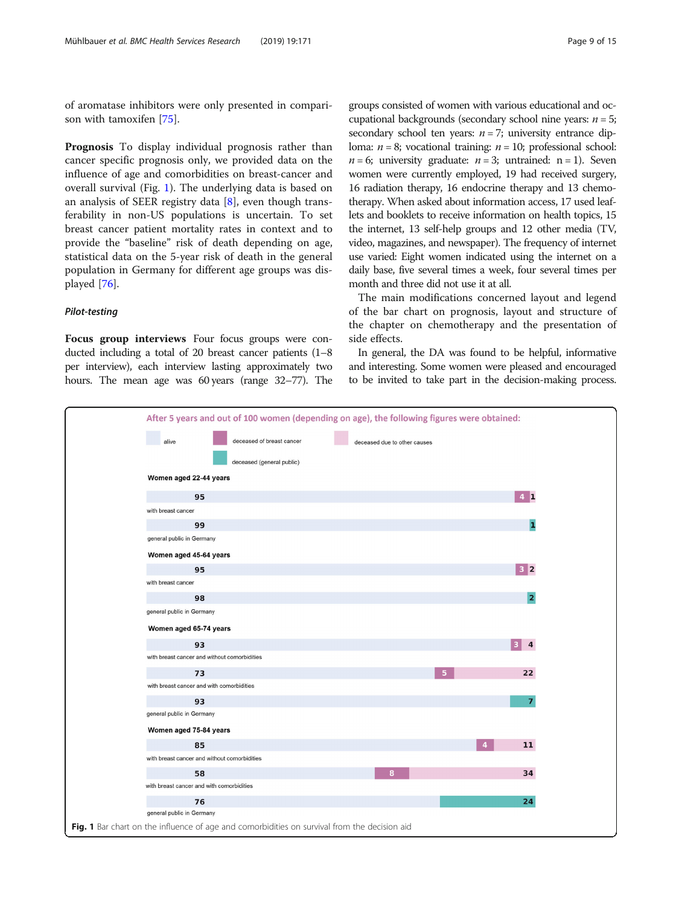of aromatase inhibitors were only presented in comparison with tamoxifen [75].

**Prognosis** To display individual prognosis rather than cancer specific prognosis only, we provided data on the influence of age and comorbidities on breast-cancer and overall survival (Fig. 1). The underlying data is based on an analysis of SEER registry data [8], even though transferability in non-US populations is uncertain. To set breast cancer patient mortality rates in context and to provide the "baseline" risk of death depending on age, statistical data on the 5-year risk of death in the general population in Germany for different age groups was displayed [76].

### *Pilot-testing*

**Focus group interviews** Four focus groups were conducted including a total of 20 breast cancer patients (1–8 per interview), each interview lasting approximately two hours. The mean age was 60 years (range 32–77). The groups consisted of women with various educational and occupational backgrounds (secondary school nine years: $n = 5$; secondary school ten years: $n = 7$; university entrance diploma: $n = 8$; vocational training: $n = 10$; professional school: $n = 6$; university graduate: $n = 3$; untrained: n = 1). Seven women were currently employed, 19 had received surgery, 16 radiation therapy, 16 endocrine therapy and 13 chemotherapy. When asked about information access, 17 used leaflets and booklets to receive information on health topics, 15 the internet, 13 self-help groups and 12 other media (TV, video, magazines, and newspaper). The frequency of internet use varied: Eight women indicated using the internet on a daily base, five several times a week, four several times per month and three did not use it at all.

The main modifications concerned layout and legend of the bar chart on prognosis, layout and structure of the chapter on chemotherapy and the presentation of side effects.

In general, the DA was found to be helpful, informative and interesting. Some women were pleased and encouraged to be invited to take part in the decision-making process.

After 5 years and out of 100 women (depending on age), the following figures were obtained:

| Group | alive | deceased of breast cancer | deceased due to other causes | deceased (general public) |
|---|---|---|---|---|
| **Women aged 22-44 years** | | | | |
| with breast cancer | 95 | 4 | 1 | |
| general public in Germany | 99 | | | 1 |
| **Women aged 45-64 years** | | | | |
| with breast cancer | 95 | 3 | 2 | |
| general public in Germany | 98 | | | 2 |
| **Women aged 65-74 years** | | | | |
| with breast cancer and without comorbidities | 93 | 3 | 4 | |
| with breast cancer and with comorbidities | 73 | 5 | 22 | |
| general public in Germany | 93 | | | 7 |
| **Women aged 75-84 years** | | | | |
| with breast cancer and without comorbidities | 85 | 4 | 11 | |
| with breast cancer and with comorbidities | 58 | 8 | 34 | |
| general public in Germany | 76 | | | 24 |

**Fig. 1** Bar chart on the influence of age and comorbidities on survival from the decision aid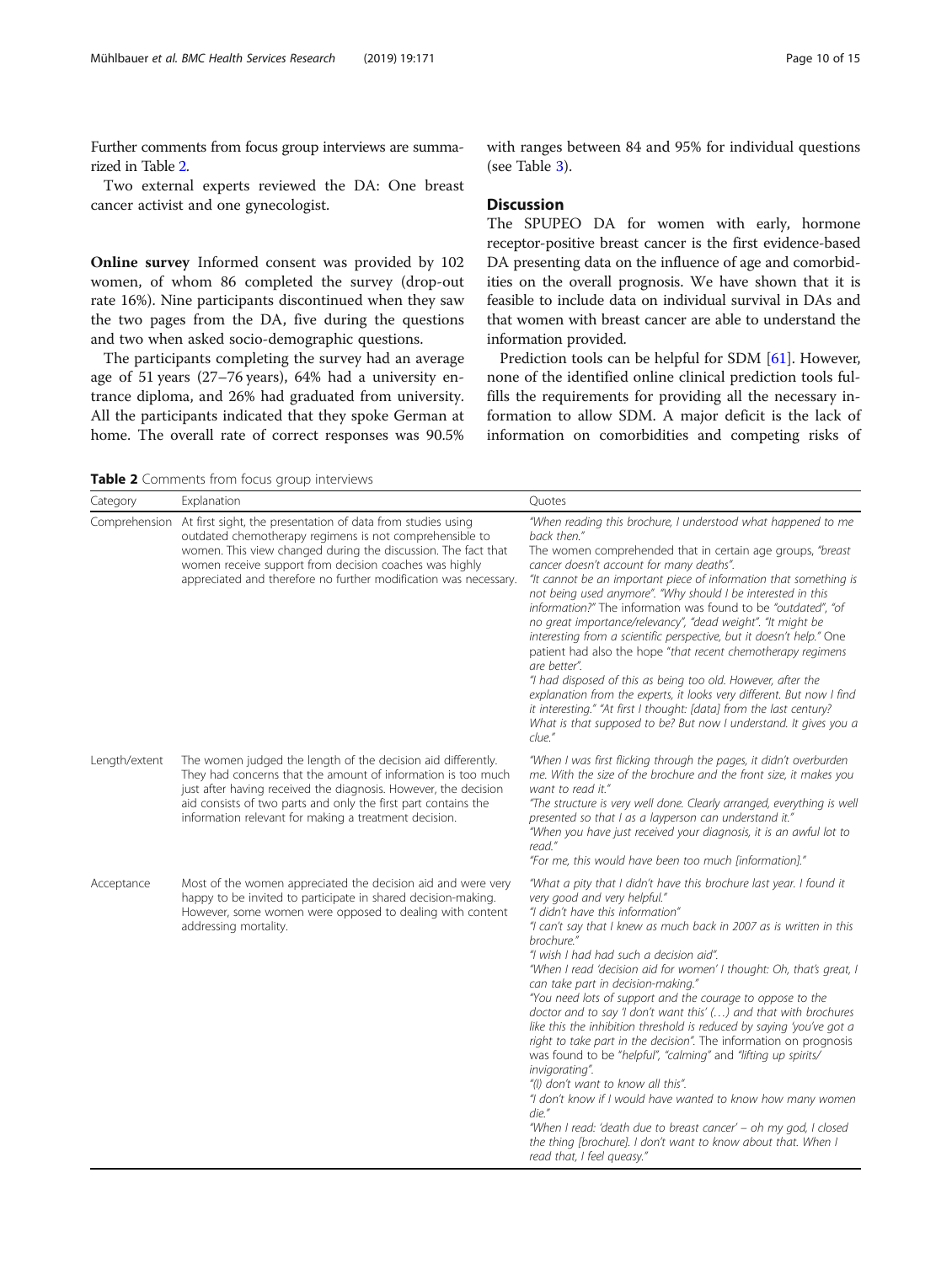Further comments from focus group interviews are summarized in Table 2.

Two external experts reviewed the DA: One breast cancer activist and one gynecologist.

**Online survey** Informed consent was provided by 102 women, of whom 86 completed the survey (drop-out rate 16%). Nine participants discontinued when they saw the two pages from the DA, five during the questions and two when asked socio-demographic questions.

The participants completing the survey had an average age of 51 years (27–76 years), 64% had a university entrance diploma, and 26% had graduated from university. All the participants indicated that they spoke German at home. The overall rate of correct responses was 90.5% with ranges between 84 and 95% for individual questions (see Table 3).

**Table 2** Comments from focus group interviews

| Category | Explanation | Quotes |
| --- | --- | --- |
| Comprehension | At first sight, the presentation of data from studies using outdated chemotherapy regimens is not comprehensible to women. This view changed during the discussion. The fact that women receive support from decision coaches was highly appreciated and therefore no further modification was necessary. | *"When reading this brochure, I understood what happened to me back then."* The women comprehended that in certain age groups, *"breast cancer doesn't account for many deaths"*. *"It cannot be an important piece of information that something is not being used anymore". "Why should I be interested in this information?"* The information was found to be *"outdated"*, *"of no great importance/relevancy"*, *"dead weight"*. *"It might be interesting from a scientific perspective, but it doesn't help."* One patient had also the hope *"that recent chemotherapy regimens are better"*. *"I had disposed of this as being too old. However, after the explanation from the experts, it looks very different. But now I find it interesting." "At first I thought: [data] from the last century? What is that supposed to be? But now I understand. It gives you a clue."* |
| Length/extent | The women judged the length of the decision aid differently. They had concerns that the amount of information is too much just after having received the diagnosis. However, the decision aid consists of two parts and only the first part contains the information relevant for making a treatment decision. | *"When I was first flicking through the pages, it didn't overburden me. With the size of the brochure and the front size, it makes you want to read it."* *"The structure is very well done. Clearly arranged, everything is well presented so that I as a layperson can understand it."* *"When you have just received your diagnosis, it is an awful lot to read."* *"For me, this would have been too much [information]."* |
| Acceptance | Most of the women appreciated the decision aid and were very happy to be invited to participate in shared decision-making. However, some women were opposed to dealing with content addressing mortality. | *"What a pity that I didn't have this brochure last year. I found it very good and very helpful."* *"I didn't have this information"* *"I can't say that I knew as much back in 2007 as is written in this brochure."* *"I wish I had had such a decision aid".* *"When I read 'decision aid for women' I thought: Oh, that's great, I can take part in decision-making."* *"You need lots of support and the courage to oppose to the doctor and to say 'I don't want this' (…) and that with brochures like this the inhibition threshold is reduced by saying 'you've got a right to take part in the decision".* The information on prognosis was found to be "*helpful*", *"calming"* and *"lifting up spirits/invigorating"*. *"(I) don't want to know all this".* *"I don't know if I would have wanted to know how many women die."* *"When I read: 'death due to breast cancer' – oh my god, I closed the thing [brochure]. I don't want to know about that. When I read that, I feel queasy."* |

## Discussion

The SPUPEO DA for women with early, hormone receptor-positive breast cancer is the first evidence-based DA presenting data on the influence of age and comorbidities on the overall prognosis. We have shown that it is feasible to include data on individual survival in DAs and that women with breast cancer are able to understand the information provided.

Prediction tools can be helpful for SDM [61]. However, none of the identified online clinical prediction tools fulfills the requirements for providing all the necessary information to allow SDM. A major deficit is the lack of information on comorbidities and competing risks of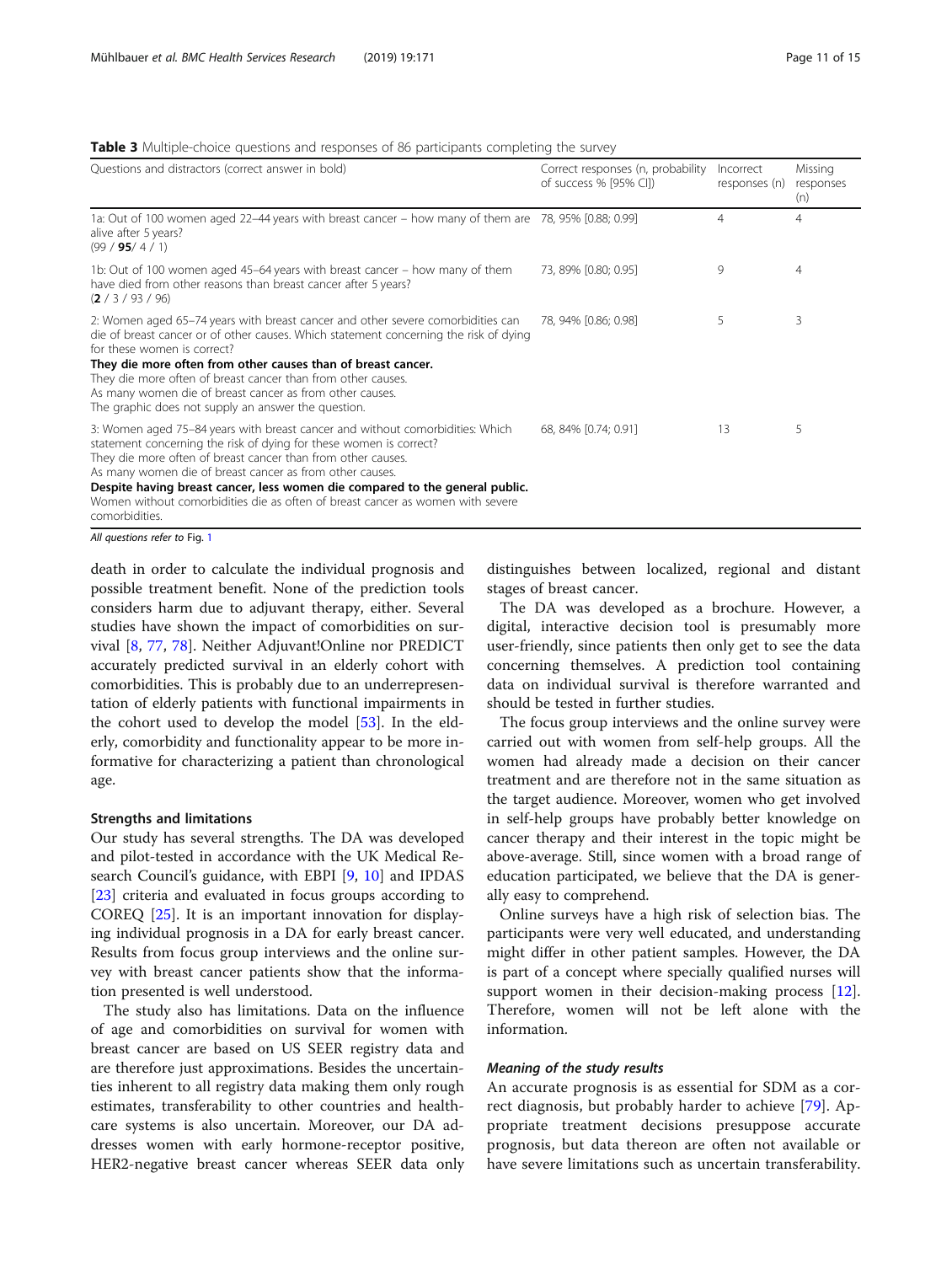**Table 3** Multiple-choice questions and responses of 86 participants completing the survey

| Questions and distractors (correct answer in bold) | Correct responses (n, probability of success % [95% CI]) | Incorrect responses (n) | Missing responses (n) |
|---|---|---|---|
| 1a: Out of 100 women aged 22–44 years with breast cancer – how many of them are alive after 5 years?<br>(99 / **95**/ 4 / 1) | 78, 95% [0.88; 0.99] | 4 | 4 |
| 1b: Out of 100 women aged 45–64 years with breast cancer – how many of them have died from other reasons than breast cancer after 5 years?<br>(**2** / 3 / 93 / 96) | 73, 89% [0.80; 0.95] | 9 | 4 |
| 2: Women aged 65–74 years with breast cancer and other severe comorbidities can die of breast cancer or of other causes. Which statement concerning the risk of dying for these women is correct?<br>**They die more often from other causes than of breast cancer.**<br>They die more often of breast cancer than from other causes.<br>As many women die of breast cancer as from other causes.<br>The graphic does not supply an answer the question. | 78, 94% [0.86; 0.98] | 5 | 3 |
| 3: Women aged 75–84 years with breast cancer and without comorbidities: Which statement concerning the risk of dying for these women is correct?<br>They die more often of breast cancer than from other causes.<br>As many women die of breast cancer as from other causes.<br>**Despite having breast cancer, less women die compared to the general public.**<br>Women without comorbidities die as often of breast cancer as women with severe comorbidities. | 68, 84% [0.74; 0.91] | 13 | 5 |

*All questions refer to* Fig. 1

death in order to calculate the individual prognosis and possible treatment benefit. None of the prediction tools considers harm due to adjuvant therapy, either. Several studies have shown the impact of comorbidities on survival [8, 77, 78]. Neither Adjuvant!Online nor PREDICT accurately predicted survival in an elderly cohort with comorbidities. This is probably due to an underrepresentation of elderly patients with functional impairments in the cohort used to develop the model [53]. In the elderly, comorbidity and functionality appear to be more informative for characterizing a patient than chronological age.

### Strengths and limitations

Our study has several strengths. The DA was developed and pilot-tested in accordance with the UK Medical Research Council's guidance, with EBPI [9, 10] and IPDAS [23] criteria and evaluated in focus groups according to COREQ [25]. It is an important innovation for displaying individual prognosis in a DA for early breast cancer. Results from focus group interviews and the online survey with breast cancer patients show that the information presented is well understood.

The study also has limitations. Data on the influence of age and comorbidities on survival for women with breast cancer are based on US SEER registry data and are therefore just approximations. Besides the uncertainties inherent to all registry data making them only rough estimates, transferability to other countries and healthcare systems is also uncertain. Moreover, our DA addresses women with early hormone-receptor positive, HER2-negative breast cancer whereas SEER data only distinguishes between localized, regional and distant stages of breast cancer.

The DA was developed as a brochure. However, a digital, interactive decision tool is presumably more user-friendly, since patients then only get to see the data concerning themselves. A prediction tool containing data on individual survival is therefore warranted and should be tested in further studies.

The focus group interviews and the online survey were carried out with women from self-help groups. All the women had already made a decision on their cancer treatment and are therefore not in the same situation as the target audience. Moreover, women who get involved in self-help groups have probably better knowledge on cancer therapy and their interest in the topic might be above-average. Still, since women with a broad range of education participated, we believe that the DA is generally easy to comprehend.

Online surveys have a high risk of selection bias. The participants were very well educated, and understanding might differ in other patient samples. However, the DA is part of a concept where specially qualified nurses will support women in their decision-making process [12]. Therefore, women will not be left alone with the information.

### *Meaning of the study results*

An accurate prognosis is as essential for SDM as a correct diagnosis, but probably harder to achieve [79]. Appropriate treatment decisions presuppose accurate prognosis, but data thereon are often not available or have severe limitations such as uncertain transferability.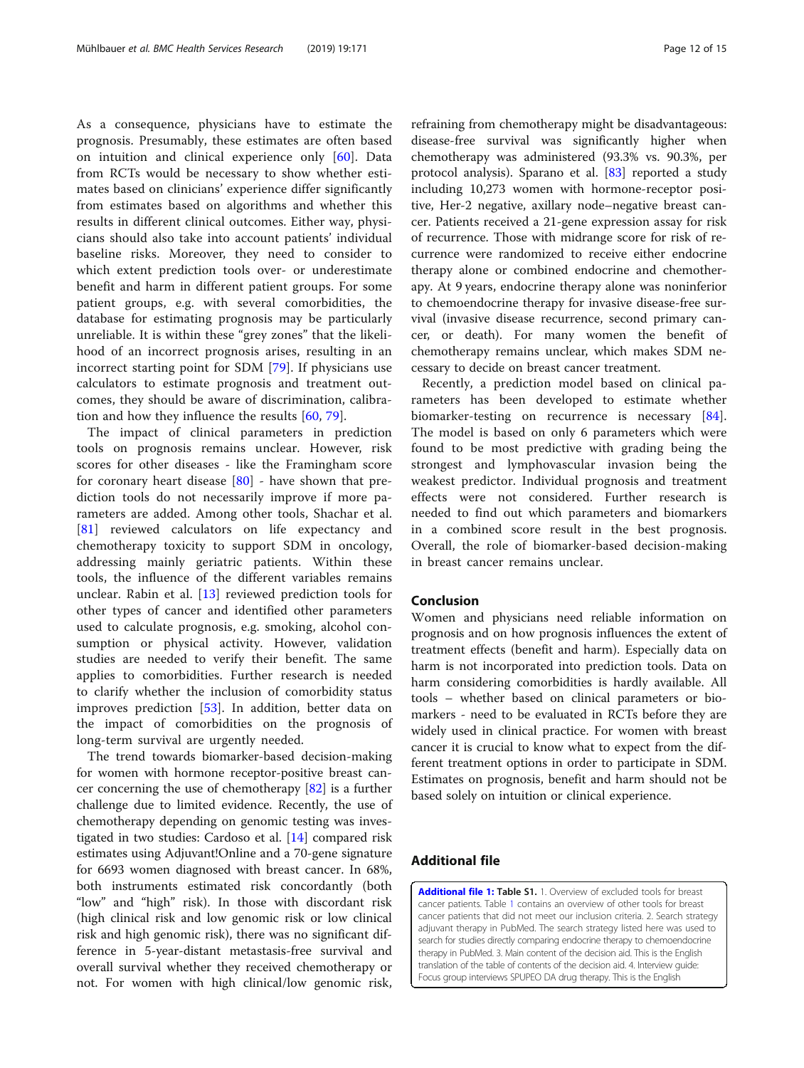As a consequence, physicians have to estimate the prognosis. Presumably, these estimates are often based on intuition and clinical experience only [60]. Data from RCTs would be necessary to show whether estimates based on clinicians' experience differ significantly from estimates based on algorithms and whether this results in different clinical outcomes. Either way, physicians should also take into account patients' individual baseline risks. Moreover, they need to consider to which extent prediction tools over- or underestimate benefit and harm in different patient groups. For some patient groups, e.g. with several comorbidities, the database for estimating prognosis may be particularly unreliable. It is within these "grey zones" that the likelihood of an incorrect prognosis arises, resulting in an incorrect starting point for SDM [79]. If physicians use calculators to estimate prognosis and treatment outcomes, they should be aware of discrimination, calibration and how they influence the results [60, 79].

The impact of clinical parameters in prediction tools on prognosis remains unclear. However, risk scores for other diseases - like the Framingham score for coronary heart disease [80] - have shown that prediction tools do not necessarily improve if more parameters are added. Among other tools, Shachar et al. [81] reviewed calculators on life expectancy and chemotherapy toxicity to support SDM in oncology, addressing mainly geriatric patients. Within these tools, the influence of the different variables remains unclear. Rabin et al. [13] reviewed prediction tools for other types of cancer and identified other parameters used to calculate prognosis, e.g. smoking, alcohol consumption or physical activity. However, validation studies are needed to verify their benefit. The same applies to comorbidities. Further research is needed to clarify whether the inclusion of comorbidity status improves prediction [53]. In addition, better data on the impact of comorbidities on the prognosis of long-term survival are urgently needed.

The trend towards biomarker-based decision-making for women with hormone receptor-positive breast cancer concerning the use of chemotherapy [82] is a further challenge due to limited evidence. Recently, the use of chemotherapy depending on genomic testing was investigated in two studies: Cardoso et al. [14] compared risk estimates using Adjuvant!Online and a 70-gene signature for 6693 women diagnosed with breast cancer. In 68%, both instruments estimated risk concordantly (both "low" and "high" risk). In those with discordant risk (high clinical risk and low genomic risk or low clinical risk and high genomic risk), there was no significant difference in 5-year-distant metastasis-free survival and overall survival whether they received chemotherapy or not. For women with high clinical/low genomic risk, refraining from chemotherapy might be disadvantageous: disease-free survival was significantly higher when chemotherapy was administered (93.3% vs. 90.3%, per protocol analysis). Sparano et al. [83] reported a study including 10,273 women with hormone-receptor positive, Her-2 negative, axillary node–negative breast cancer. Patients received a 21-gene expression assay for risk of recurrence. Those with midrange score for risk of recurrence were randomized to receive either endocrine therapy alone or combined endocrine and chemotherapy. At 9 years, endocrine therapy alone was noninferior to chemoendocrine therapy for invasive disease-free survival (invasive disease recurrence, second primary cancer, or death). For many women the benefit of chemotherapy remains unclear, which makes SDM necessary to decide on breast cancer treatment.

Recently, a prediction model based on clinical parameters has been developed to estimate whether biomarker-testing on recurrence is necessary [84]. The model is based on only 6 parameters which were found to be most predictive with grading being the strongest and lymphovascular invasion being the weakest predictor. Individual prognosis and treatment effects were not considered. Further research is needed to find out which parameters and biomarkers in a combined score result in the best prognosis. Overall, the role of biomarker-based decision-making in breast cancer remains unclear.

## Conclusion

Women and physicians need reliable information on prognosis and on how prognosis influences the extent of treatment effects (benefit and harm). Especially data on harm is not incorporated into prediction tools. Data on harm considering comorbidities is hardly available. All tools – whether based on clinical parameters or biomarkers - need to be evaluated in RCTs before they are widely used in clinical practice. For women with breast cancer it is crucial to know what to expect from the different treatment options in order to participate in SDM. Estimates on prognosis, benefit and harm should not be based solely on intuition or clinical experience.

## Additional file

**Additional file 1: Table S1.** 1. Overview of excluded tools for breast cancer patients. Table 1 contains an overview of other tools for breast cancer patients that did not meet our inclusion criteria. 2. Search strategy adjuvant therapy in PubMed. The search strategy listed here was used to search for studies directly comparing endocrine therapy to chemoendocrine therapy in PubMed. 3. Main content of the decision aid. This is the English translation of the table of contents of the decision aid. 4. Interview guide: Focus group interviews SPUPEO DA drug therapy. This is the English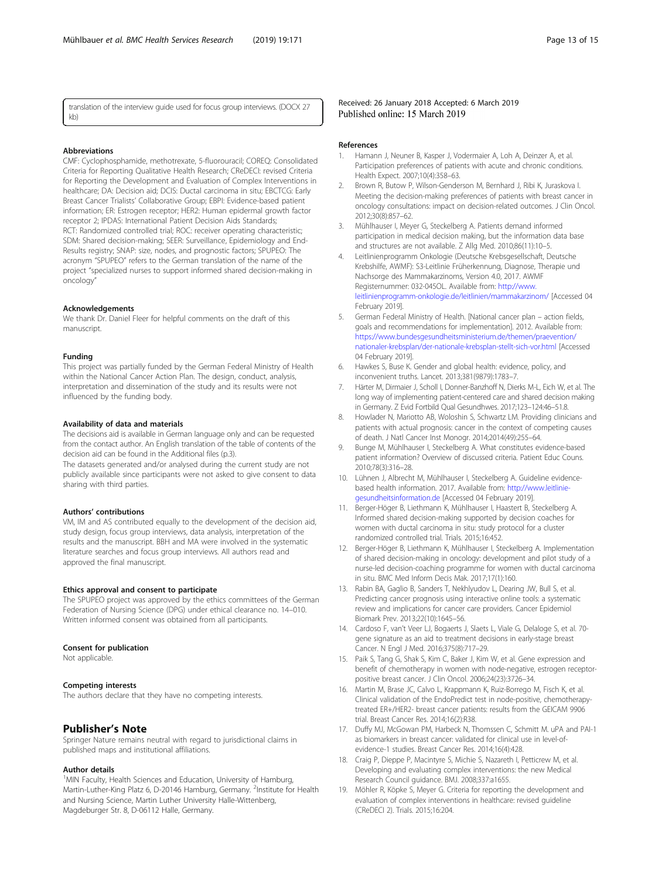translation of the interview guide used for focus group interviews. (DOCX 27 kb)

### Abbreviations

CMF: Cyclophosphamide, methotrexate, 5-fluorouracil; COREQ: Consolidated Criteria for Reporting Qualitative Health Research; CReDECI: revised Criteria for Reporting the Development and Evaluation of Complex Interventions in healthcare; DA: Decision aid; DCIS: Ductal carcinoma in situ; EBCTCG: Early Breast Cancer Trialists' Collaborative Group; EBPI: Evidence-based patient information; ER: Estrogen receptor; HER2: Human epidermal growth factor receptor 2; IPDAS: International Patient Decision Aids Standards; RCT: Randomized controlled trial; ROC: receiver operating characteristic; SDM: Shared decision-making; SEER: Surveillance, Epidemiology and End-Results registry; SNAP: size, nodes, and prognostic factors; SPUPEO: The acronym "SPUPEO" refers to the German translation of the name of the project "specialized nurses to support informed shared decision-making in oncology"

### Acknowledgements

We thank Dr. Daniel Fleer for helpful comments on the draft of this manuscript.

### Funding

This project was partially funded by the German Federal Ministry of Health within the National Cancer Action Plan. The design, conduct, analysis, interpretation and dissemination of the study and its results were not influenced by the funding body.

### Availability of data and materials

The decisions aid is available in German language only and can be requested from the contact author. An English translation of the table of contents of the decision aid can be found in the Additional files (p.3).

The datasets generated and/or analysed during the current study are not publicly available since participants were not asked to give consent to data sharing with third parties.

### Authors' contributions

VM, IM and AS contributed equally to the development of the decision aid, study design, focus group interviews, data analysis, interpretation of the results and the manuscript. BBH and MA were involved in the systematic literature searches and focus group interviews. All authors read and approved the final manuscript.

### Ethics approval and consent to participate

The SPUPEO project was approved by the ethics committees of the German Federation of Nursing Science (DPG) under ethical clearance no. 14–010. Written informed consent was obtained from all participants.

### Consent for publication

Not applicable.

### Competing interests

The authors declare that they have no competing interests.

## Publisher's Note

Springer Nature remains neutral with regard to jurisdictional claims in published maps and institutional affiliations.

### Author details

[1]MIN Faculty, Health Sciences and Education, University of Hamburg, Martin-Luther-King Platz 6, D-20146 Hamburg, Germany. [2]Institute for Health and Nursing Science, Martin Luther University Halle-Wittenberg, Magdeburger Str. 8, D-06112 Halle, Germany.

Received: 26 January 2018 Accepted: 6 March 2019
Published online: 15 March 2019

### References

1. Hamann J, Neuner B, Kasper J, Vodermaier A, Loh A, Deinzer A, et al. Participation preferences of patients with acute and chronic conditions. Health Expect. 2007;10(4):358–63.
2. Brown R, Butow P, Wilson-Genderson M, Bernhard J, Ribi K, Juraskova I. Meeting the decision-making preferences of patients with breast cancer in oncology consultations: impact on decision-related outcomes. J Clin Oncol. 2012;30(8):857–62.
3. Mühlhauser I, Meyer G, Steckelberg A. Patients demand informed participation in medical decision making, but the information data base and structures are not available. Z Allg Med. 2010;86(11):10–5.
4. Leitlinienprogramm Onkologie (Deutsche Krebsgesellschaft, Deutsche Krebshilfe, AWMF): S3-Leitlinie Früherkennung, Diagnose, Therapie und Nachsorge des Mammakarzinoms, Version 4.0, 2017. AWMF Registernummer: 032-045OL. Available from: http://www.leitlinienprogramm-onkologie.de/leitlinien/mammakarzinom/ [Accessed 04 February 2019].
5. German Federal Ministry of Health. [National cancer plan – action fields, goals and recommendations for implementation]. 2012. Available from: https://www.bundesgesundheitsministerium.de/themen/praevention/nationaler-krebsplan/der-nationale-krebsplan-stellt-sich-vor.html [Accessed 04 February 2019].
6. Hawkes S, Buse K. Gender and global health: evidence, policy, and inconvenient truths. Lancet. 2013;381(9879):1783–7.
7. Härter M, Dirmaier J, Scholl I, Donner-Banzhoff N, Dierks M-L, Eich W, et al. The long way of implementing patient-centered care and shared decision making in Germany. Z Evid Fortbild Qual Gesundhwes. 2017;123–124:46–51.8.
8. Howlader N, Mariotto AB, Woloshin S, Schwartz LM. Providing clinicians and patients with actual prognosis: cancer in the context of competing causes of death. J Natl Cancer Inst Monogr. 2014;2014(49):255–64.
9. Bunge M, Mühlhauser I, Steckelberg A. What constitutes evidence-based patient information? Overview of discussed criteria. Patient Educ Couns. 2010;78(3):316–28.
10. Lühnen J, Albrecht M, Mühlhauser I, Steckelberg A. Guideline evidence-based health information. 2017. Available from: http://www.leitlinie-gesundheitsinformation.de [Accessed 04 February 2019].
11. Berger-Höger B, Liethmann K, Mühlhauser I, Haastert B, Steckelberg A. Informed shared decision-making supported by decision coaches for women with ductal carcinoma in situ: study protocol for a cluster randomized controlled trial. Trials. 2015;16:452.
12. Berger-Höger B, Liethmann K, Mühlhauser I, Steckelberg A. Implementation of shared decision-making in oncology: development and pilot study of a nurse-led decision-coaching programme for women with ductal carcinoma in situ. BMC Med Inform Decis Mak. 2017;17(1):160.
13. Rabin BA, Gaglio B, Sanders T, Nekhlyudov L, Dearing JW, Bull S, et al. Predicting cancer prognosis using interactive online tools: a systematic review and implications for cancer care providers. Cancer Epidemiol Biomark Prev. 2013;22(10):1645–56.
14. Cardoso F, van't Veer LJ, Bogaerts J, Slaets L, Viale G, Delaloge S, et al. 70-gene signature as an aid to treatment decisions in early-stage breast Cancer. N Engl J Med. 2016;375(8):717–29.
15. Paik S, Tang G, Shak S, Kim C, Baker J, Kim W, et al. Gene expression and benefit of chemotherapy in women with node-negative, estrogen receptor-positive breast cancer. J Clin Oncol. 2006;24(23):3726–34.
16. Martin M, Brase JC, Calvo L, Krappmann K, Ruiz-Borrego M, Fisch K, et al. Clinical validation of the EndoPredict test in node-positive, chemotherapy-treated ER+/HER2- breast cancer patients: results from the GEICAM 9906 trial. Breast Cancer Res. 2014;16(2):R38.
17. Duffy MJ, McGowan PM, Harbeck N, Thomssen C, Schmitt M. uPA and PAI-1 as biomarkers in breast cancer: validated for clinical use in level-of-evidence-1 studies. Breast Cancer Res. 2014;16(4):428.
18. Craig P, Dieppe P, Macintyre S, Michie S, Nazareth I, Petticrew M, et al. Developing and evaluating complex interventions: the new Medical Research Council guidance. BMJ. 2008;337:a1655.
19. Möhler R, Köpke S, Meyer G. Criteria for reporting the development and evaluation of complex interventions in healthcare: revised guideline (CReDECI 2). Trials. 2015;16:204.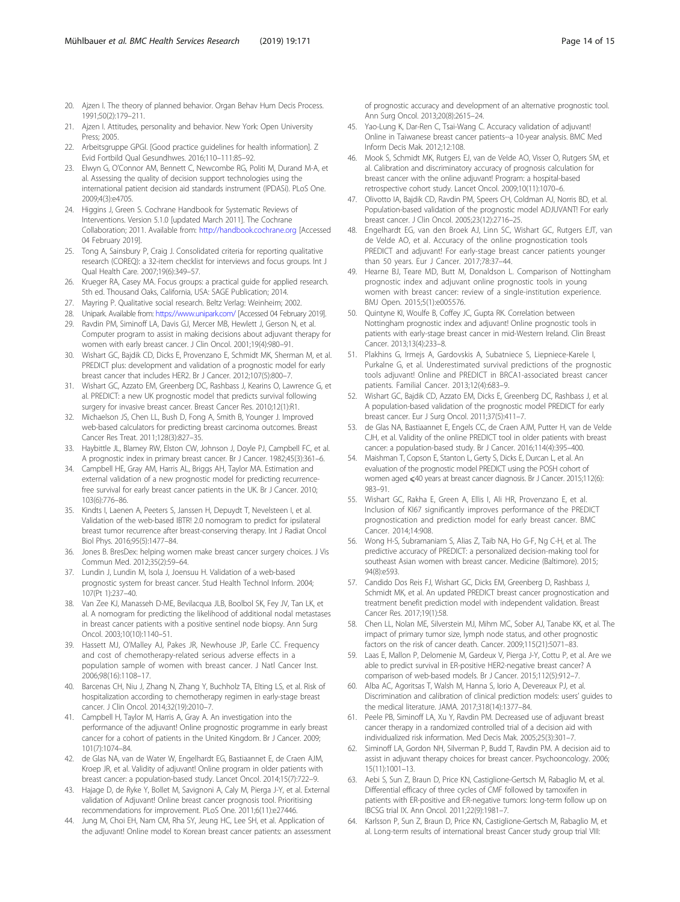20. Ajzen I. The theory of planned behavior. Organ Behav Hum Decis Process. 1991;50(2):179–211.
21. Ajzen I. Attitudes, personality and behavior. New York: Open University Press; 2005.
22. Arbeitsgruppe GPGI. [Good practice guidelines for health information]. Z Evid Fortbild Qual Gesundhwes. 2016;110–111:85–92.
23. Elwyn G, O'Connor AM, Bennett C, Newcombe RG, Politi M, Durand M-A, et al. Assessing the quality of decision support technologies using the international patient decision aid standards instrument (IPDASi). PLoS One. 2009;4(3):e4705.
24. Higgins J, Green S. Cochrane Handbook for Systematic Reviews of Interventions. Version 5.1.0 [updated March 2011]. The Cochrane Collaboration; 2011. Available from: http://handbook.cochrane.org [Accessed 04 February 2019].
25. Tong A, Sainsbury P, Craig J. Consolidated criteria for reporting qualitative research (COREQ): a 32-item checklist for interviews and focus groups. Int J Qual Health Care. 2007;19(6):349–57.
26. Krueger RA, Casey MA. Focus groups: a practical guide for applied research. 5th ed. Thousand Oaks, California, USA: SAGE Publication; 2014.
27. Mayring P. Qualitative social research. Beltz Verlag: Weinheim; 2002.
28. Unipark. Available from: https://www.unipark.com/ [Accessed 04 February 2019].
29. Ravdin PM, Siminoff LA, Davis GJ, Mercer MB, Hewlett J, Gerson N, et al. Computer program to assist in making decisions about adjuvant therapy for women with early breast cancer. J Clin Oncol. 2001;19(4):980–91.
30. Wishart GC, Bajdik CD, Dicks E, Provenzano E, Schmidt MK, Sherman M, et al. PREDICT plus: development and validation of a prognostic model for early breast cancer that includes HER2. Br J Cancer. 2012;107(5):800–7.
31. Wishart GC, Azzato EM, Greenberg DC, Rashbass J, Kearins O, Lawrence G, et al. PREDICT: a new UK prognostic model that predicts survival following surgery for invasive breast cancer. Breast Cancer Res. 2010;12(1):R1.
32. Michaelson JS, Chen LL, Bush D, Fong A, Smith B, Younger J. Improved web-based calculators for predicting breast carcinoma outcomes. Breast Cancer Res Treat. 2011;128(3):827–35.
33. Haybittle JL, Blamey RW, Elston CW, Johnson J, Doyle PJ, Campbell FC, et al. A prognostic index in primary breast cancer. Br J Cancer. 1982;45(3):361–6.
34. Campbell HE, Gray AM, Harris AL, Briggs AH, Taylor MA. Estimation and external validation of a new prognostic model for predicting recurrence-free survival for early breast cancer patients in the UK. Br J Cancer. 2010;103(6):776–86.
35. Kindts I, Laenen A, Peeters S, Janssen H, Depuydt T, Nevelsteen I, et al. Validation of the web-based IBTR! 2.0 nomogram to predict for ipsilateral breast tumor recurrence after breast-conserving therapy. Int J Radiat Oncol Biol Phys. 2016;95(5):1477–84.
36. Jones B. BresDex: helping women make breast cancer surgery choices. J Vis Commun Med. 2012;35(2):59–64.
37. Lundin J, Lundin M, Isola J, Joensuu H. Validation of a web-based prognostic system for breast cancer. Stud Health Technol Inform. 2004;107(Pt 1):237–40.
38. Van Zee KJ, Manasseh D-ME, Bevilacqua JLB, Boolbol SK, Fey JV, Tan LK, et al. A nomogram for predicting the likelihood of additional nodal metastases in breast cancer patients with a positive sentinel node biopsy. Ann Surg Oncol. 2003;10(10):1140–51.
39. Hassett MJ, O'Malley AJ, Pakes JR, Newhouse JP, Earle CC. Frequency and cost of chemotherapy-related serious adverse effects in a population sample of women with breast cancer. J Natl Cancer Inst. 2006;98(16):1108–17.
40. Barcenas CH, Niu J, Zhang N, Zhang Y, Buchholz TA, Elting LS, et al. Risk of hospitalization according to chemotherapy regimen in early-stage breast cancer. J Clin Oncol. 2014;32(19):2010–7.
41. Campbell H, Taylor M, Harris A, Gray A. An investigation into the performance of the adjuvant! Online prognostic programme in early breast cancer for a cohort of patients in the United Kingdom. Br J Cancer. 2009;101(7):1074–84.
42. de Glas NA, van de Water W, Engelhardt EG, Bastiaannet E, de Craen AJM, Kroep JR, et al. Validity of adjuvant! Online program in older patients with breast cancer: a population-based study. Lancet Oncol. 2014;15(7):722–9.
43. Hajage D, de Ryke Y, Bollet M, Savignoni A, Caly M, Pierga J-Y, et al. External validation of Adjuvant! Online breast cancer prognosis tool. Prioritising recommendations for improvement. PLoS One. 2011;6(11):e27446.
44. Jung M, Choi EH, Nam CM, Rha SY, Jeung HC, Lee SH, et al. Application of the adjuvant! Online model to Korean breast cancer patients: an assessment of prognostic accuracy and development of an alternative prognostic tool. Ann Surg Oncol. 2013;20(8):2615–24.
45. Yao-Lung K, Dar-Ren C, Tsai-Wang C. Accuracy validation of adjuvant! Online in Taiwanese breast cancer patients--a 10-year analysis. BMC Med Inform Decis Mak. 2012;12:108.
46. Mook S, Schmidt MK, Rutgers EJ, van de Velde AO, Visser O, Rutgers SM, et al. Calibration and discriminatory accuracy of prognosis calculation for breast cancer with the online adjuvant! Program: a hospital-based retrospective cohort study. Lancet Oncol. 2009;10(11):1070–6.
47. Olivotto IA, Bajdik CD, Ravdin PM, Speers CH, Coldman AJ, Norris BD, et al. Population-based validation of the prognostic model ADJUVANT! For early breast cancer. J Clin Oncol. 2005;23(12):2716–25.
48. Engelhardt EG, van den Broek AJ, Linn SC, Wishart GC, Rutgers EJT, van de Velde AO, et al. Accuracy of the online prognostication tools PREDICT and adjuvant! For early-stage breast cancer patients younger than 50 years. Eur J Cancer. 2017;78:37–44.
49. Hearne BJ, Teare MD, Butt M, Donaldson L. Comparison of Nottingham prognostic index and adjuvant online prognostic tools in young women with breast cancer: review of a single-institution experience. BMJ Open. 2015;5(1):e005576.
50. Quintyne KI, Woulfe B, Coffey JC, Gupta RK. Correlation between Nottingham prognostic index and adjuvant! Online prognostic tools in patients with early-stage breast cancer in mid-Western Ireland. Clin Breast Cancer. 2013;13(4):233–8.
51. Plakhins G, Irmejs A, Gardovskis A, Subatniece S, Liepniece-Karele I, Purkalne G, et al. Underestimated survival predictions of the prognostic tools adjuvant! Online and PREDICT in BRCA1-associated breast cancer patients. Familial Cancer. 2013;12(4):683–9.
52. Wishart GC, Bajdik CD, Azzato EM, Dicks E, Greenberg DC, Rashbass J, et al. A population-based validation of the prognostic model PREDICT for early breast cancer. Eur J Surg Oncol. 2011;37(5):411–7.
53. de Glas NA, Bastiaannet E, Engels CC, de Craen AJM, Putter H, van de Velde CJH, et al. Validity of the online PREDICT tool in older patients with breast cancer: a population-based study. Br J Cancer. 2016;114(4):395–400.
54. Maishman T, Copson E, Stanton L, Gerty S, Dicks E, Durcan L, et al. An evaluation of the prognostic model PREDICT using the POSH cohort of women aged ⩽40 years at breast cancer diagnosis. Br J Cancer. 2015;112(6):983–91.
55. Wishart GC, Rakha E, Green A, Ellis I, Ali HR, Provenzano E, et al. Inclusion of KI67 significantly improves performance of the PREDICT prognostication and prediction model for early breast cancer. BMC Cancer. 2014;14:908.
56. Wong H-S, Subramaniam S, Alias Z, Taib NA, Ho G-F, Ng C-H, et al. The predictive accuracy of PREDICT: a personalized decision-making tool for southeast Asian women with breast cancer. Medicine (Baltimore). 2015;94(8):e593.
57. Candido Dos Reis FJ, Wishart GC, Dicks EM, Greenberg D, Rashbass J, Schmidt MK, et al. An updated PREDICT breast cancer prognostication and treatment benefit prediction model with independent validation. Breast Cancer Res. 2017;19(1):58.
58. Chen LL, Nolan ME, Silverstein MJ, Mihm MC, Sober AJ, Tanabe KK, et al. The impact of primary tumor size, lymph node status, and other prognostic factors on the risk of cancer death. Cancer. 2009;115(21):5071–83.
59. Laas E, Mallon P, Delomenie M, Gardeux V, Pierga J-Y, Cottu P, et al. Are we able to predict survival in ER-positive HER2-negative breast cancer? A comparison of web-based models. Br J Cancer. 2015;112(5):912–7.
60. Alba AC, Agoritsas T, Walsh M, Hanna S, Iorio A, Devereaux PJ, et al. Discrimination and calibration of clinical prediction models: users' guides to the medical literature. JAMA. 2017;318(14):1377–84.
61. Peele PB, Siminoff LA, Xu Y, Ravdin PM. Decreased use of adjuvant breast cancer therapy in a randomized controlled trial of a decision aid with individualized risk information. Med Decis Mak. 2005;25(3):301–7.
62. Siminoff LA, Gordon NH, Silverman P, Budd T, Ravdin PM. A decision aid to assist in adjuvant therapy choices for breast cancer. Psychooncology. 2006;15(11):1001–13.
63. Aebi S, Sun Z, Braun D, Price KN, Castiglione-Gertsch M, Rabaglio M, et al. Differential efficacy of three cycles of CMF followed by tamoxifen in patients with ER-positive and ER-negative tumors: long-term follow up on IBCSG trial IX. Ann Oncol. 2011;22(9):1981–7.
64. Karlsson P, Sun Z, Braun D, Price KN, Castiglione-Gertsch M, Rabaglio M, et al. Long-term results of international breast Cancer study group trial VIII: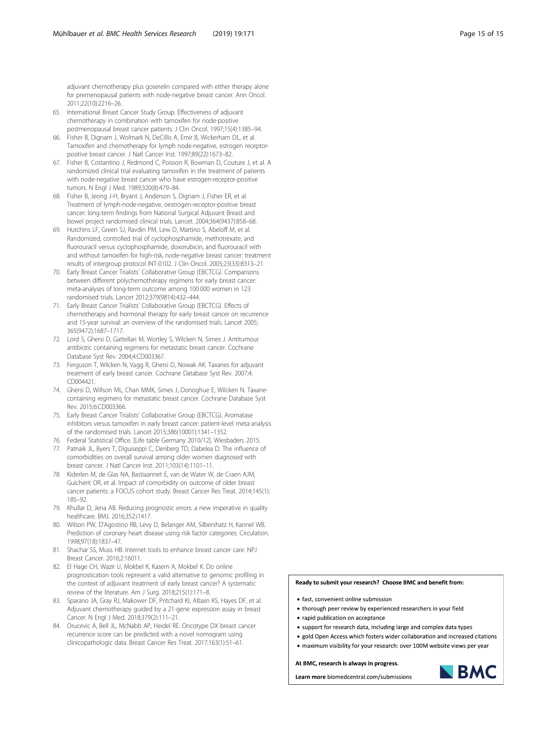adjuvant chemotherapy plus goserelin compared with either therapy alone for premenopausal patients with node-negative breast cancer. Ann Oncol. 2011;22(10):2216–26.

65. International Breast Cancer Study Group. Effectiveness of adjuvant chemotherapy in combination with tamoxifen for node-positive postmenopausal breast cancer patients. J Clin Oncol. 1997;15(4):1385–94.
66. Fisher B, Dignam J, Wolmark N, DeCillis A, Emir B, Wickerham DL, et al. Tamoxifen and chemotherapy for lymph node-negative, estrogen receptor-positive breast cancer. J Natl Cancer Inst. 1997;89(22):1673–82.
67. Fisher B, Costantino J, Redmond C, Poisson R, Bowman D, Couture J, et al. A randomized clinical trial evaluating tamoxifen in the treatment of patients with node-negative breast cancer who have estrogen-receptor-positive tumors. N Engl J Med. 1989;320(8):479–84.
68. Fisher B, Jeong J-H, Bryant J, Anderson S, Dignam J, Fisher ER, et al. Treatment of lymph-node-negative, oestrogen-receptor-positive breast cancer: long-term findings from National Surgical Adjuvant Breast and bowel project randomised clinical trials. Lancet. 2004;364(9437):858–68.
69. Hutchins LF, Green SJ, Ravdin PM, Lew D, Martino S, Abeloff M, et al. Randomized, controlled trial of cyclophosphamide, methotrexate, and fluorouracil versus cyclophosphamide, doxorubicin, and fluorouracil with and without tamoxifen for high-risk, node-negative breast cancer: treatment results of intergroup protocol INT-0102. J Clin Oncol. 2005;23(33):8313–21.
70. Early Breast Cancer Trialists' Collaborative Group (EBCTCG). Comparisons between different polychemotherapy regimens for early breast cancer: meta-analyses of long-term outcome among 100 000 women in 123 randomised trials. Lancet 2012;379(9814):432–444.
71. Early Breast Cancer Trialists' Collaborative Group (EBCTCG). Effects of chemotherapy and hormonal therapy for early breast cancer on recurrence and 15-year survival: an overview of the randomised trials. Lancet 2005; 365(9472):1687–1717.
72. Lord S, Ghersi D, Gattellari M, Wortley S, Wilcken N, Simes J. Antitumour antibiotic containing regimens for metastatic breast cancer. Cochrane Database Syst Rev. 2004;4:CD003367.
73. Ferguson T, Wilcken N, Vagg R, Ghersi D, Nowak AK. Taxanes for adjuvant treatment of early breast cancer. Cochrane Database Syst Rev. 2007;4: CD004421.
74. Ghersi D, Willson ML, Chan MMK, Simes J, Donoghue E, Wilcken N. Taxane-containing regimens for metastatic breast cancer. Cochrane Database Syst Rev. 2015;6:CD003366.
75. Early Breast Cancer Trialists' Collaborative Group (EBCTCG). Aromatase inhibitors versus tamoxifen in early breast cancer: patient-level meta-analysis of the randomised trials. Lancet 2015;386(10001):1341–1352.
76. Federal Statistical Office. [Life table Germany 2010/12]. Wiesbaden; 2015.
77. Patnaik JL, Byers T, Diguiseppi C, Denberg TD, Dabelea D. The influence of comorbidities on overall survival among older women diagnosed with breast cancer. J Natl Cancer Inst. 2011;103(14):1101–11.
78. Kiderlen M, de Glas NA, Bastiaannet E, van de Water W, de Craen AJM, Guicherit OR, et al. Impact of comorbidity on outcome of older breast cancer patients: a FOCUS cohort study. Breast Cancer Res Treat. 2014;145(1): 185–92.
79. Khullar D, Jena AB. Reducing prognostic errors: a new imperative in quality healthcare. BMJ. 2016;352:i1417.
80. Wilson PW, D'Agostino RB, Levy D, Belanger AM, Silbershatz H, Kannel WB. Prediction of coronary heart disease using risk factor categories. Circulation. 1998;97(18):1837–47.
81. Shachar SS, Muss HB. Internet tools to enhance breast cancer care. NPJ Breast Cancer. 2016;2:16011.
82. El Hage CH, Wazir U, Mokbel K, Kasem A, Mokbel K. Do online prognostication tools represent a valid alternative to genomic profiling in the context of adjuvant treatment of early breast cancer? A systematic review of the literature. Am J Surg. 2018;215(1):171–8.
83. Sparano JA, Gray RJ, Makower DF, Pritchard KI, Albain KS, Hayes DF, et al. Adjuvant chemotherapy guided by a 21-gene expression assay in breast Cancer. N Engl J Med. 2018;379(2):111–21.
84. Orucevic A, Bell JL, McNabb AP, Heidel RE. Oncotype DX breast cancer recurrence score can be predicted with a novel nomogram using clinicopathologic data. Breast Cancer Res Treat. 2017;163(1):51–61.

**Ready to submit your research? Choose BMC and benefit from:**

- fast, convenient online submission
- thorough peer review by experienced researchers in your field
- rapid publication on acceptance
- support for research data, including large and complex data types
- gold Open Access which fosters wider collaboration and increased citations
- maximum visibility for your research: over 100M website views per year

**At BMC, research is always in progress.**

**Learn more** biomedcentral.com/submissions

BMC